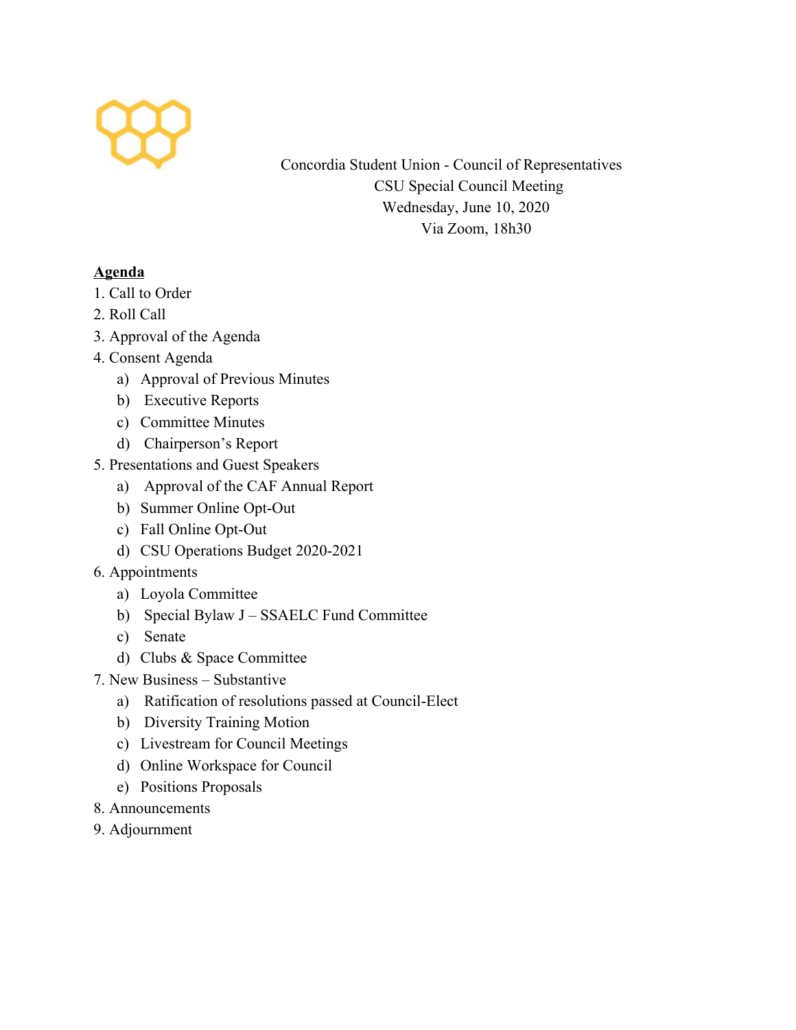Concordia Student Union - Council of Representatives
CSU Special Council Meeting
Wednesday, June 10, 2020
Via Zoom, 18h30

**Agenda**

1. Call to Order
2. Roll Call
3. Approval of the Agenda
4. Consent Agenda
   a) Approval of Previous Minutes
   b) Executive Reports
   c) Committee Minutes
   d) Chairperson's Report
5. Presentations and Guest Speakers
   a) Approval of the CAF Annual Report
   b) Summer Online Opt-Out
   c) Fall Online Opt-Out
   d) CSU Operations Budget 2020-2021
6. Appointments
   a) Loyola Committee
   b) Special Bylaw J – SSAELC Fund Committee
   c) Senate
   d) Clubs & Space Committee
7. New Business – Substantive
   a) Ratification of resolutions passed at Council-Elect
   b) Diversity Training Motion
   c) Livestream for Council Meetings
   d) Online Workspace for Council
   e) Positions Proposals
8. Announcements
9. Adjournment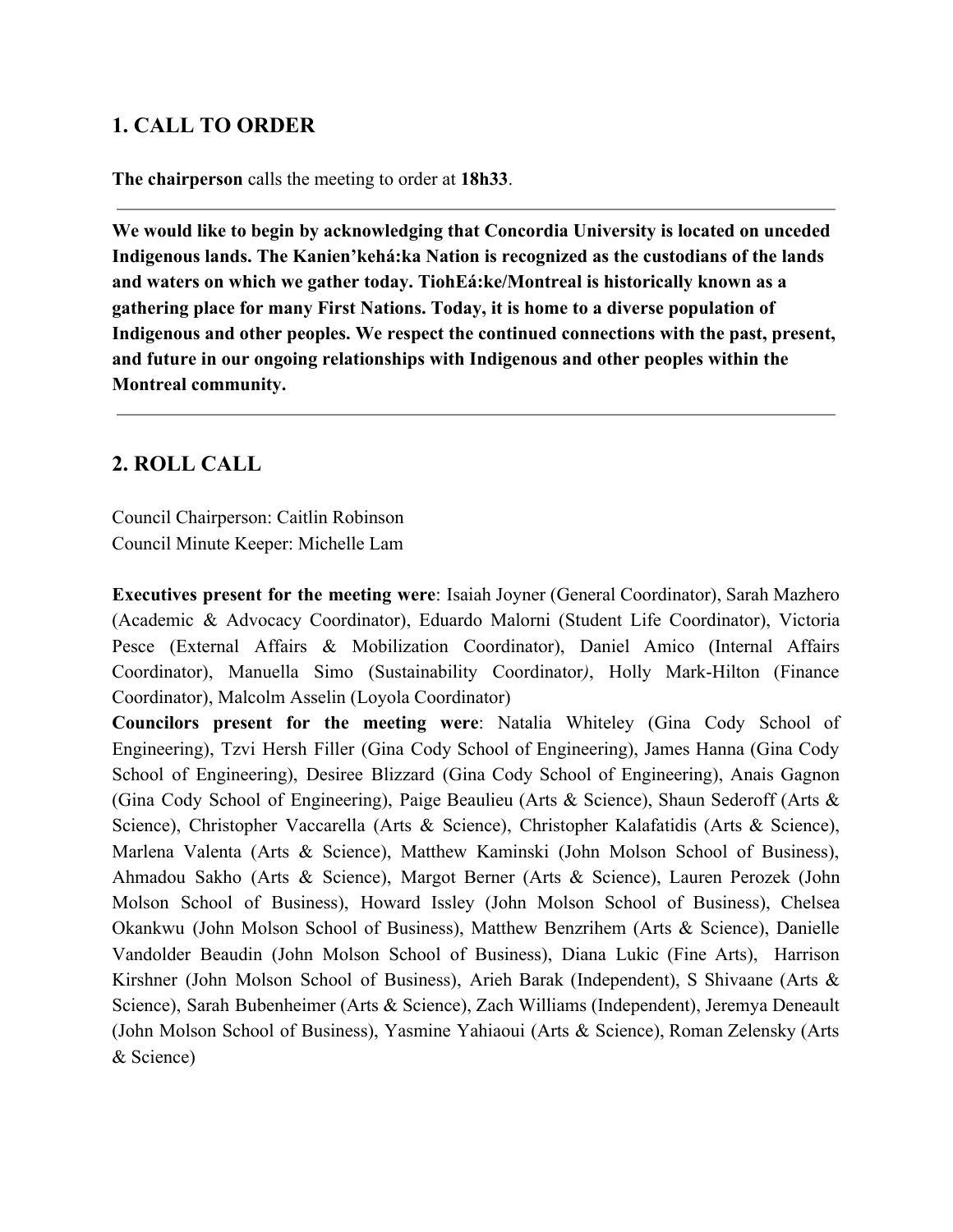## 1. CALL TO ORDER

**The chairperson** calls the meeting to order at **18h33**.

---

**We would like to begin by acknowledging that Concordia University is located on unceded Indigenous lands. The Kanien'kehá:ka Nation is recognized as the custodians of the lands and waters on which we gather today. TiohEá:ke/Montreal is historically known as a gathering place for many First Nations. Today, it is home to a diverse population of Indigenous and other peoples. We respect the continued connections with the past, present, and future in our ongoing relationships with Indigenous and other peoples within the Montreal community.**

---

## 2. ROLL CALL

Council Chairperson: Caitlin Robinson
Council Minute Keeper: Michelle Lam

**Executives present for the meeting were**: Isaiah Joyner (General Coordinator), Sarah Mazhero (Academic & Advocacy Coordinator), Eduardo Malorni (Student Life Coordinator), Victoria Pesce (External Affairs & Mobilization Coordinator), Daniel Amico (Internal Affairs Coordinator), Manuella Simo (Sustainability Coordinator*)*, Holly Mark-Hilton (Finance Coordinator), Malcolm Asselin (Loyola Coordinator)

**Councilors present for the meeting were**: Natalia Whiteley (Gina Cody School of Engineering), Tzvi Hersh Filler (Gina Cody School of Engineering), James Hanna (Gina Cody School of Engineering), Desiree Blizzard (Gina Cody School of Engineering), Anais Gagnon (Gina Cody School of Engineering), Paige Beaulieu (Arts & Science), Shaun Sederoff (Arts & Science), Christopher Vaccarella (Arts & Science), Christopher Kalafatidis (Arts & Science), Marlena Valenta (Arts & Science), Matthew Kaminski (John Molson School of Business), Ahmadou Sakho (Arts & Science), Margot Berner (Arts & Science), Lauren Perozek (John Molson School of Business), Howard Issley (John Molson School of Business), Chelsea Okankwu (John Molson School of Business), Matthew Benzrihem (Arts & Science), Danielle Vandolder Beaudin (John Molson School of Business), Diana Lukic (Fine Arts), Harrison Kirshner (John Molson School of Business), Arieh Barak (Independent), S Shivaane (Arts & Science), Sarah Bubenheimer (Arts & Science), Zach Williams (Independent), Jeremya Deneault (John Molson School of Business), Yasmine Yahiaoui (Arts & Science), Roman Zelensky (Arts & Science)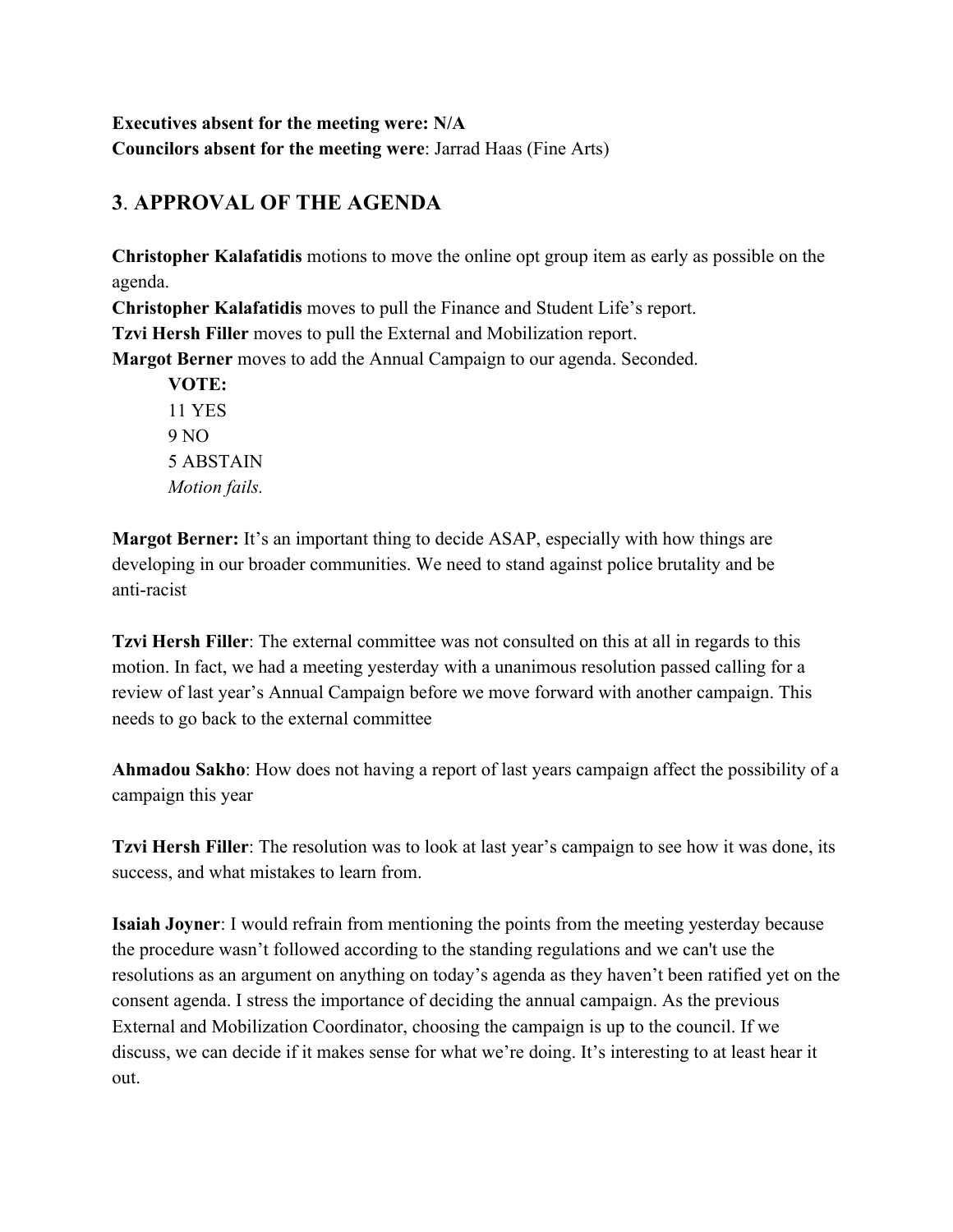**Executives absent for the meeting were: N/A**
**Councilors absent for the meeting were**: Jarrad Haas (Fine Arts)

## 3. APPROVAL OF THE AGENDA

**Christopher Kalafatidis** motions to move the online opt group item as early as possible on the agenda.
**Christopher Kalafatidis** moves to pull the Finance and Student Life's report.
**Tzvi Hersh Filler** moves to pull the External and Mobilization report.
**Margot Berner** moves to add the Annual Campaign to our agenda. Seconded.

> **VOTE:**
> 11 YES
> 9 NO
> 5 ABSTAIN
> *Motion fails.*

**Margot Berner:** It's an important thing to decide ASAP, especially with how things are developing in our broader communities. We need to stand against police brutality and be anti-racist

**Tzvi Hersh Filler**: The external committee was not consulted on this at all in regards to this motion. In fact, we had a meeting yesterday with a unanimous resolution passed calling for a review of last year's Annual Campaign before we move forward with another campaign. This needs to go back to the external committee

**Ahmadou Sakho**: How does not having a report of last years campaign affect the possibility of a campaign this year

**Tzvi Hersh Filler**: The resolution was to look at last year's campaign to see how it was done, its success, and what mistakes to learn from.

**Isaiah Joyner**: I would refrain from mentioning the points from the meeting yesterday because the procedure wasn't followed according to the standing regulations and we can't use the resolutions as an argument on anything on today's agenda as they haven't been ratified yet on the consent agenda. I stress the importance of deciding the annual campaign. As the previous External and Mobilization Coordinator, choosing the campaign is up to the council. If we discuss, we can decide if it makes sense for what we're doing. It's interesting to at least hear it out.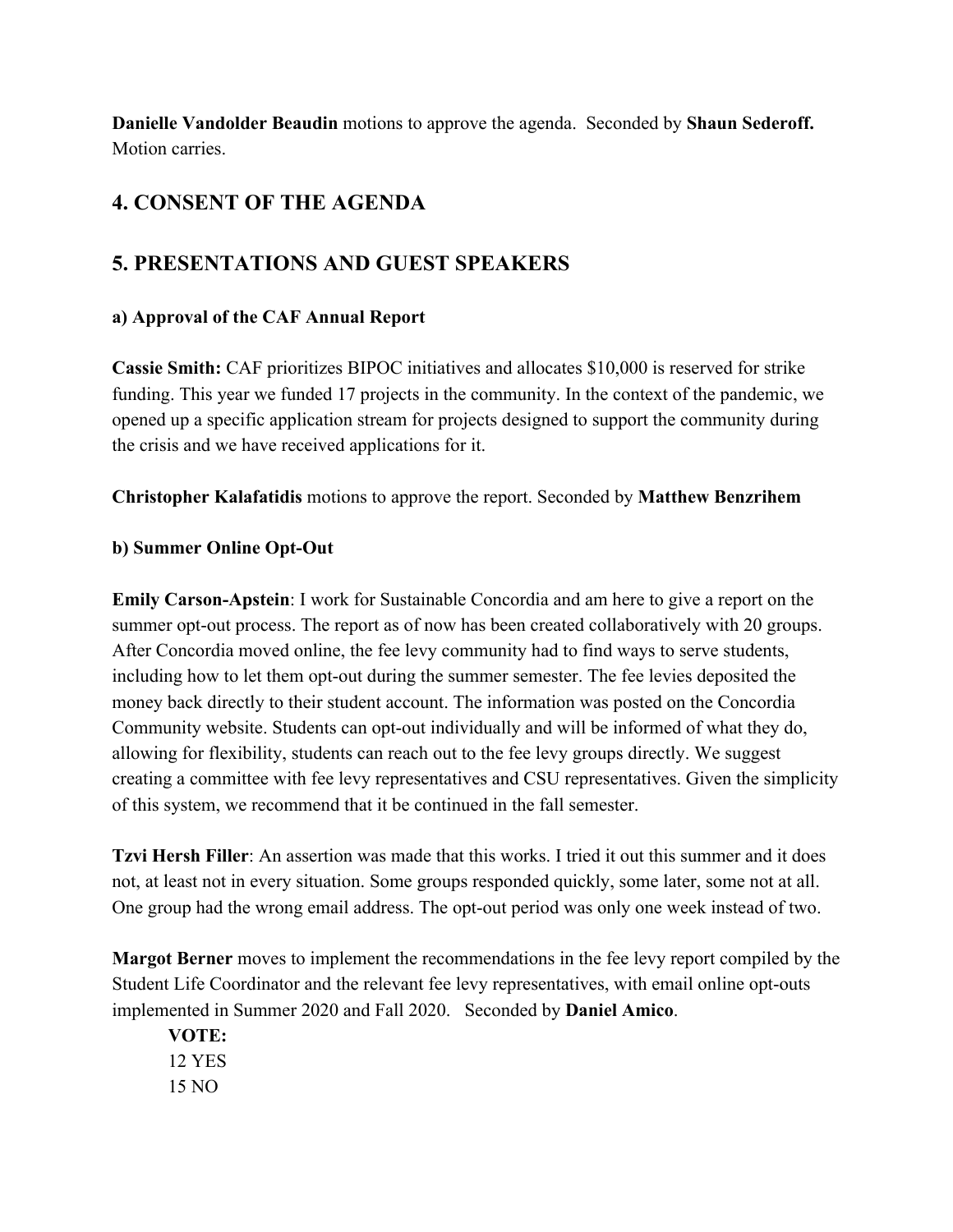**Danielle Vandolder Beaudin** motions to approve the agenda. Seconded by **Shaun Sederoff.** Motion carries.

## 4. CONSENT OF THE AGENDA

## 5. PRESENTATIONS AND GUEST SPEAKERS

**a) Approval of the CAF Annual Report**

**Cassie Smith:** CAF prioritizes BIPOC initiatives and allocates $10,000 is reserved for strike funding. This year we funded 17 projects in the community. In the context of the pandemic, we opened up a specific application stream for projects designed to support the community during the crisis and we have received applications for it.

**Christopher Kalafatidis** motions to approve the report. Seconded by **Matthew Benzrihem**

**b) Summer Online Opt-Out**

**Emily Carson-Apstein**: I work for Sustainable Concordia and am here to give a report on the summer opt-out process. The report as of now has been created collaboratively with 20 groups. After Concordia moved online, the fee levy community had to find ways to serve students, including how to let them opt-out during the summer semester. The fee levies deposited the money back directly to their student account. The information was posted on the Concordia Community website. Students can opt-out individually and will be informed of what they do, allowing for flexibility, students can reach out to the fee levy groups directly. We suggest creating a committee with fee levy representatives and CSU representatives. Given the simplicity of this system, we recommend that it be continued in the fall semester.

**Tzvi Hersh Filler**: An assertion was made that this works. I tried it out this summer and it does not, at least not in every situation. Some groups responded quickly, some later, some not at all. One group had the wrong email address. The opt-out period was only one week instead of two.

**Margot Berner** moves to implement the recommendations in the fee levy report compiled by the Student Life Coordinator and the relevant fee levy representatives, with email online opt-outs implemented in Summer 2020 and Fall 2020. Seconded by **Daniel Amico**.

**VOTE:**
12 YES
15 NO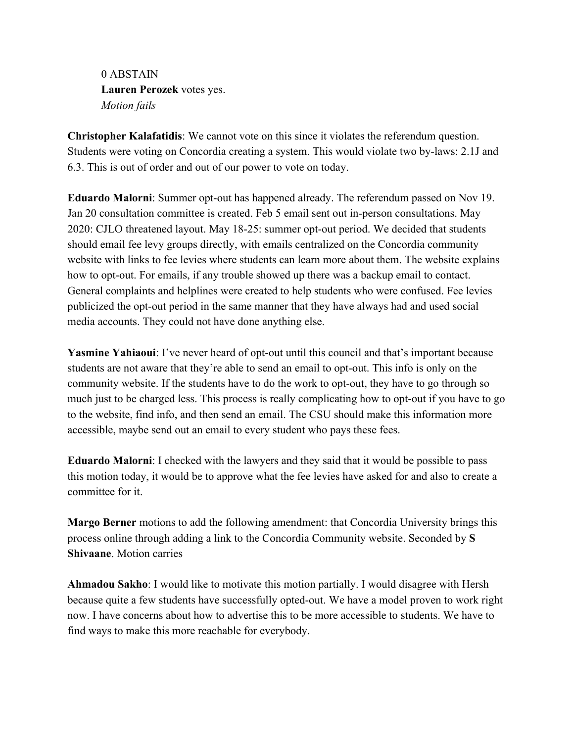0 ABSTAIN
**Lauren Perozek** votes yes.
*Motion fails*

**Christopher Kalafatidis**: We cannot vote on this since it violates the referendum question. Students were voting on Concordia creating a system. This would violate two by-laws: 2.1J and 6.3. This is out of order and out of our power to vote on today.

**Eduardo Malorni**: Summer opt-out has happened already. The referendum passed on Nov 19. Jan 20 consultation committee is created. Feb 5 email sent out in-person consultations. May 2020: CJLO threatened layout. May 18-25: summer opt-out period. We decided that students should email fee levy groups directly, with emails centralized on the Concordia community website with links to fee levies where students can learn more about them. The website explains how to opt-out. For emails, if any trouble showed up there was a backup email to contact. General complaints and helplines were created to help students who were confused. Fee levies publicized the opt-out period in the same manner that they have always had and used social media accounts. They could not have done anything else.

**Yasmine Yahiaoui**: I've never heard of opt-out until this council and that's important because students are not aware that they're able to send an email to opt-out. This info is only on the community website. If the students have to do the work to opt-out, they have to go through so much just to be charged less. This process is really complicating how to opt-out if you have to go to the website, find info, and then send an email. The CSU should make this information more accessible, maybe send out an email to every student who pays these fees.

**Eduardo Malorni**: I checked with the lawyers and they said that it would be possible to pass this motion today, it would be to approve what the fee levies have asked for and also to create a committee for it.

**Margo Berner** motions to add the following amendment: that Concordia University brings this process online through adding a link to the Concordia Community website. Seconded by **S Shivaane**. Motion carries

**Ahmadou Sakho**: I would like to motivate this motion partially. I would disagree with Hersh because quite a few students have successfully opted-out. We have a model proven to work right now. I have concerns about how to advertise this to be more accessible to students. We have to find ways to make this more reachable for everybody.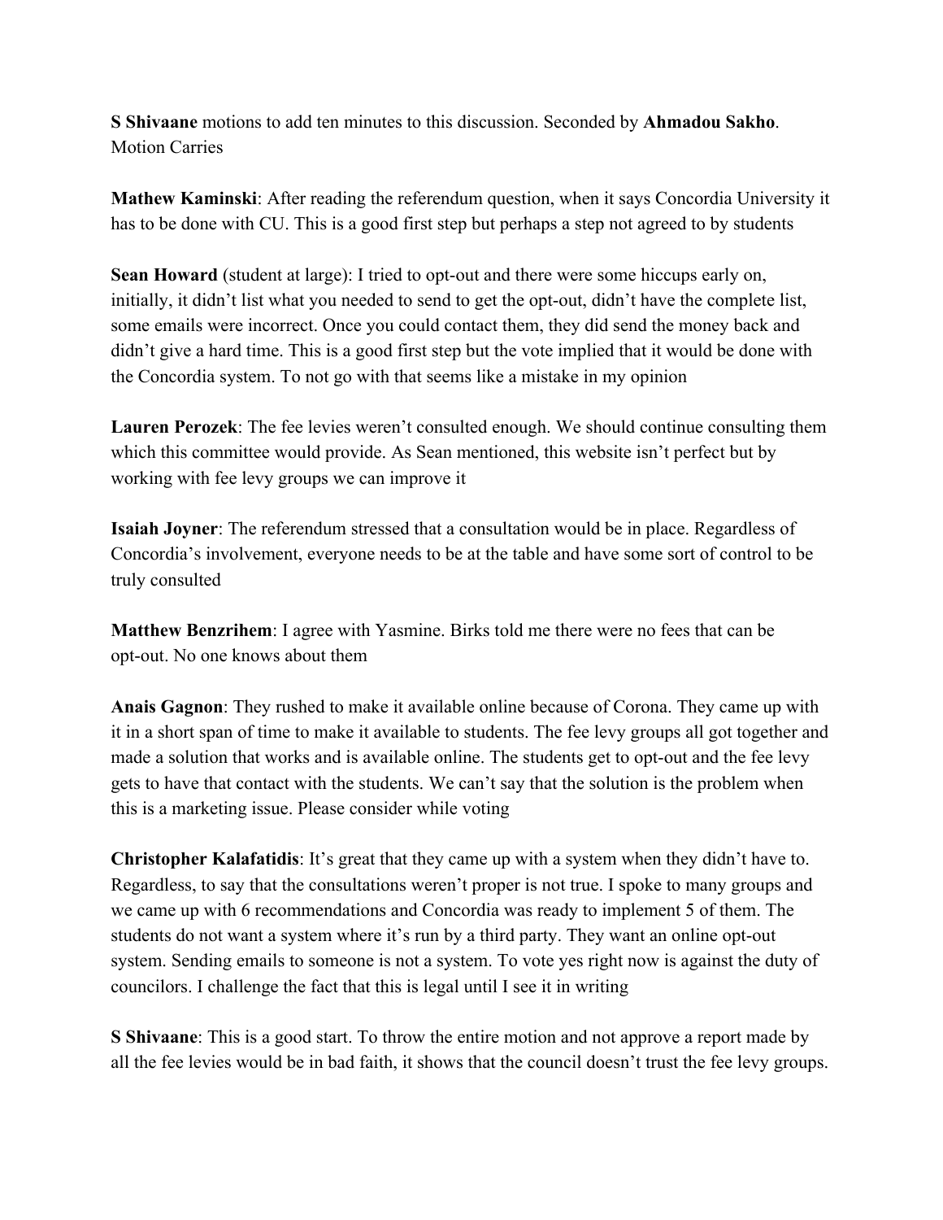**S Shivaane** motions to add ten minutes to this discussion. Seconded by **Ahmadou Sakho**. Motion Carries

**Mathew Kaminski**: After reading the referendum question, when it says Concordia University it has to be done with CU. This is a good first step but perhaps a step not agreed to by students

**Sean Howard** (student at large): I tried to opt-out and there were some hiccups early on, initially, it didn't list what you needed to send to get the opt-out, didn't have the complete list, some emails were incorrect. Once you could contact them, they did send the money back and didn't give a hard time. This is a good first step but the vote implied that it would be done with the Concordia system. To not go with that seems like a mistake in my opinion

**Lauren Perozek**: The fee levies weren't consulted enough. We should continue consulting them which this committee would provide. As Sean mentioned, this website isn't perfect but by working with fee levy groups we can improve it

**Isaiah Joyner**: The referendum stressed that a consultation would be in place. Regardless of Concordia's involvement, everyone needs to be at the table and have some sort of control to be truly consulted

**Matthew Benzrihem**: I agree with Yasmine. Birks told me there were no fees that can be opt-out. No one knows about them

**Anais Gagnon**: They rushed to make it available online because of Corona. They came up with it in a short span of time to make it available to students. The fee levy groups all got together and made a solution that works and is available online. The students get to opt-out and the fee levy gets to have that contact with the students. We can't say that the solution is the problem when this is a marketing issue. Please consider while voting

**Christopher Kalafatidis**: It's great that they came up with a system when they didn't have to. Regardless, to say that the consultations weren't proper is not true. I spoke to many groups and we came up with 6 recommendations and Concordia was ready to implement 5 of them. The students do not want a system where it's run by a third party. They want an online opt-out system. Sending emails to someone is not a system. To vote yes right now is against the duty of councilors. I challenge the fact that this is legal until I see it in writing

**S Shivaane**: This is a good start. To throw the entire motion and not approve a report made by all the fee levies would be in bad faith, it shows that the council doesn't trust the fee levy groups.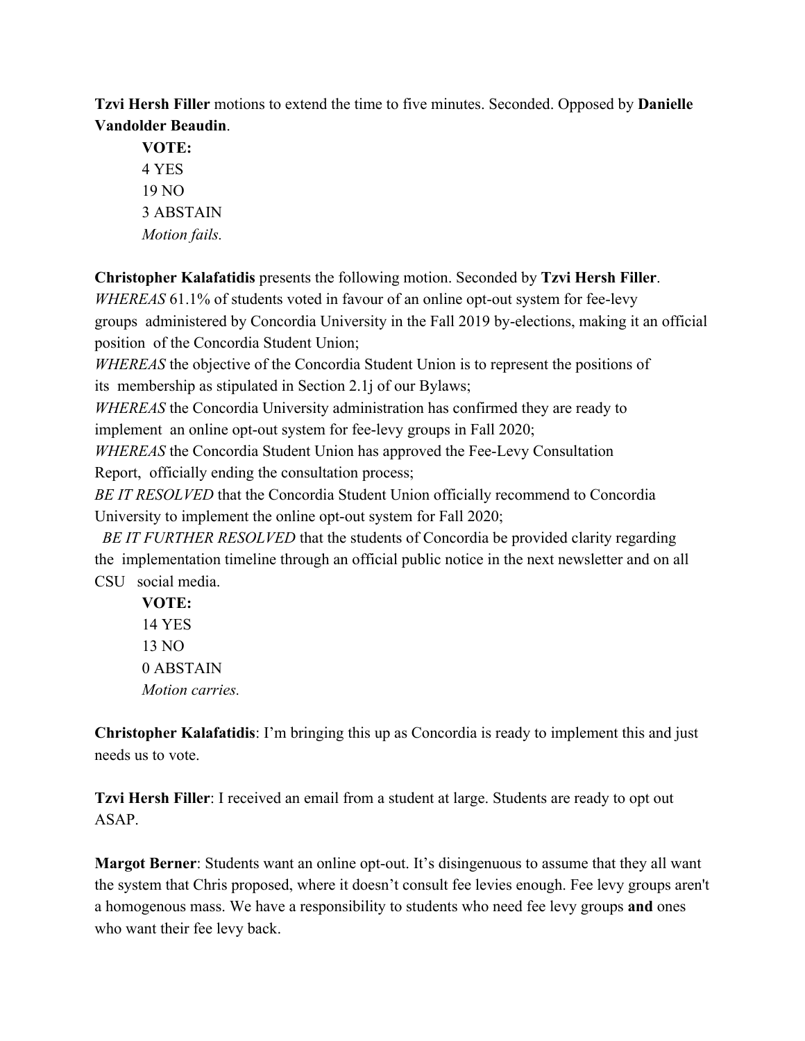**Tzvi Hersh Filler** motions to extend the time to five minutes. Seconded. Opposed by **Danielle Vandolder Beaudin**.

**VOTE:**
4 YES
19 NO
3 ABSTAIN
*Motion fails.*

**Christopher Kalafatidis** presents the following motion. Seconded by **Tzvi Hersh Filler**.

*WHEREAS* 61.1% of students voted in favour of an online opt-out system for fee-levy groups administered by Concordia University in the Fall 2019 by-elections, making it an official position of the Concordia Student Union;

*WHEREAS* the objective of the Concordia Student Union is to represent the positions of its membership as stipulated in Section 2.1j of our Bylaws;

*WHEREAS* the Concordia University administration has confirmed they are ready to implement an online opt-out system for fee-levy groups in Fall 2020;

*WHEREAS* the Concordia Student Union has approved the Fee-Levy Consultation Report, officially ending the consultation process;

*BE IT RESOLVED* that the Concordia Student Union officially recommend to Concordia University to implement the online opt-out system for Fall 2020;

*BE IT FURTHER RESOLVED* that the students of Concordia be provided clarity regarding the implementation timeline through an official public notice in the next newsletter and on all CSU social media.

**VOTE:**
14 YES
13 NO
0 ABSTAIN
*Motion carries.*

**Christopher Kalafatidis**: I'm bringing this up as Concordia is ready to implement this and just needs us to vote.

**Tzvi Hersh Filler**: I received an email from a student at large. Students are ready to opt out ASAP.

**Margot Berner**: Students want an online opt-out. It's disingenuous to assume that they all want the system that Chris proposed, where it doesn't consult fee levies enough. Fee levy groups aren't a homogenous mass. We have a responsibility to students who need fee levy groups **and** ones who want their fee levy back.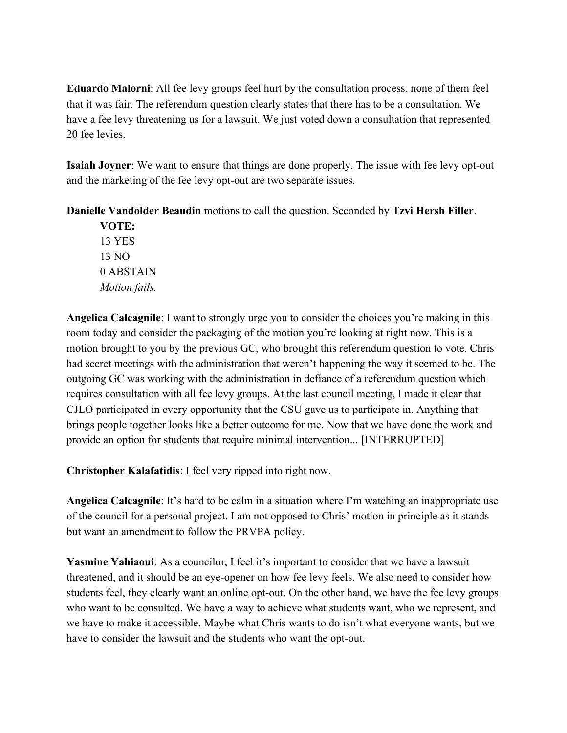**Eduardo Malorni**: All fee levy groups feel hurt by the consultation process, none of them feel that it was fair. The referendum question clearly states that there has to be a consultation. We have a fee levy threatening us for a lawsuit. We just voted down a consultation that represented 20 fee levies.

**Isaiah Joyner**: We want to ensure that things are done properly. The issue with fee levy opt-out and the marketing of the fee levy opt-out are two separate issues.

**Danielle Vandolder Beaudin** motions to call the question. Seconded by **Tzvi Hersh Filler**.

> **VOTE:**
> 13 YES
> 13 NO
> 0 ABSTAIN
> *Motion fails.*

**Angelica Calcagnile**: I want to strongly urge you to consider the choices you're making in this room today and consider the packaging of the motion you're looking at right now. This is a motion brought to you by the previous GC, who brought this referendum question to vote. Chris had secret meetings with the administration that weren't happening the way it seemed to be. The outgoing GC was working with the administration in defiance of a referendum question which requires consultation with all fee levy groups. At the last council meeting, I made it clear that CJLO participated in every opportunity that the CSU gave us to participate in. Anything that brings people together looks like a better outcome for me. Now that we have done the work and provide an option for students that require minimal intervention... [INTERRUPTED]

**Christopher Kalafatidis**: I feel very ripped into right now.

**Angelica Calcagnile**: It's hard to be calm in a situation where I'm watching an inappropriate use of the council for a personal project. I am not opposed to Chris' motion in principle as it stands but want an amendment to follow the PRVPA policy.

**Yasmine Yahiaoui**: As a councilor, I feel it's important to consider that we have a lawsuit threatened, and it should be an eye-opener on how fee levy feels. We also need to consider how students feel, they clearly want an online opt-out. On the other hand, we have the fee levy groups who want to be consulted. We have a way to achieve what students want, who we represent, and we have to make it accessible. Maybe what Chris wants to do isn't what everyone wants, but we have to consider the lawsuit and the students who want the opt-out.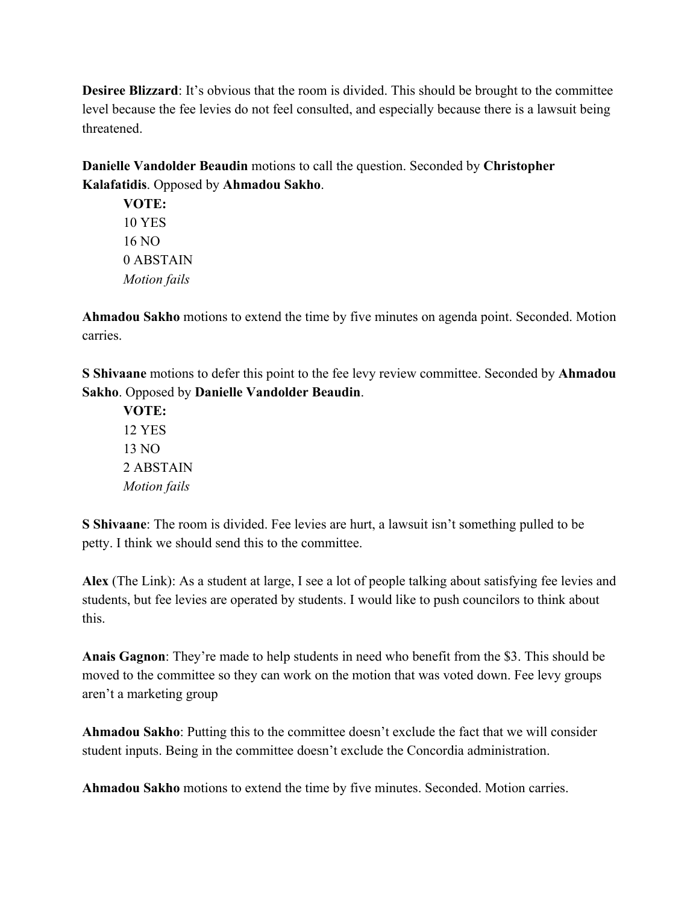**Desiree Blizzard**: It's obvious that the room is divided. This should be brought to the committee level because the fee levies do not feel consulted, and especially because there is a lawsuit being threatened.

**Danielle Vandolder Beaudin** motions to call the question. Seconded by **Christopher Kalafatidis**. Opposed by **Ahmadou Sakho**.

> **VOTE:**
> 10 YES
> 16 NO
> 0 ABSTAIN
> *Motion fails*

**Ahmadou Sakho** motions to extend the time by five minutes on agenda point. Seconded. Motion carries.

**S Shivaane** motions to defer this point to the fee levy review committee. Seconded by **Ahmadou Sakho**. Opposed by **Danielle Vandolder Beaudin**.

> **VOTE:**
> 12 YES
> 13 NO
> 2 ABSTAIN
> *Motion fails*

**S Shivaane**: The room is divided. Fee levies are hurt, a lawsuit isn't something pulled to be petty. I think we should send this to the committee.

**Alex** (The Link): As a student at large, I see a lot of people talking about satisfying fee levies and students, but fee levies are operated by students. I would like to push councilors to think about this.

**Anais Gagnon**: They're made to help students in need who benefit from the $3. This should be moved to the committee so they can work on the motion that was voted down. Fee levy groups aren't a marketing group

**Ahmadou Sakho**: Putting this to the committee doesn't exclude the fact that we will consider student inputs. Being in the committee doesn't exclude the Concordia administration.

**Ahmadou Sakho** motions to extend the time by five minutes. Seconded. Motion carries.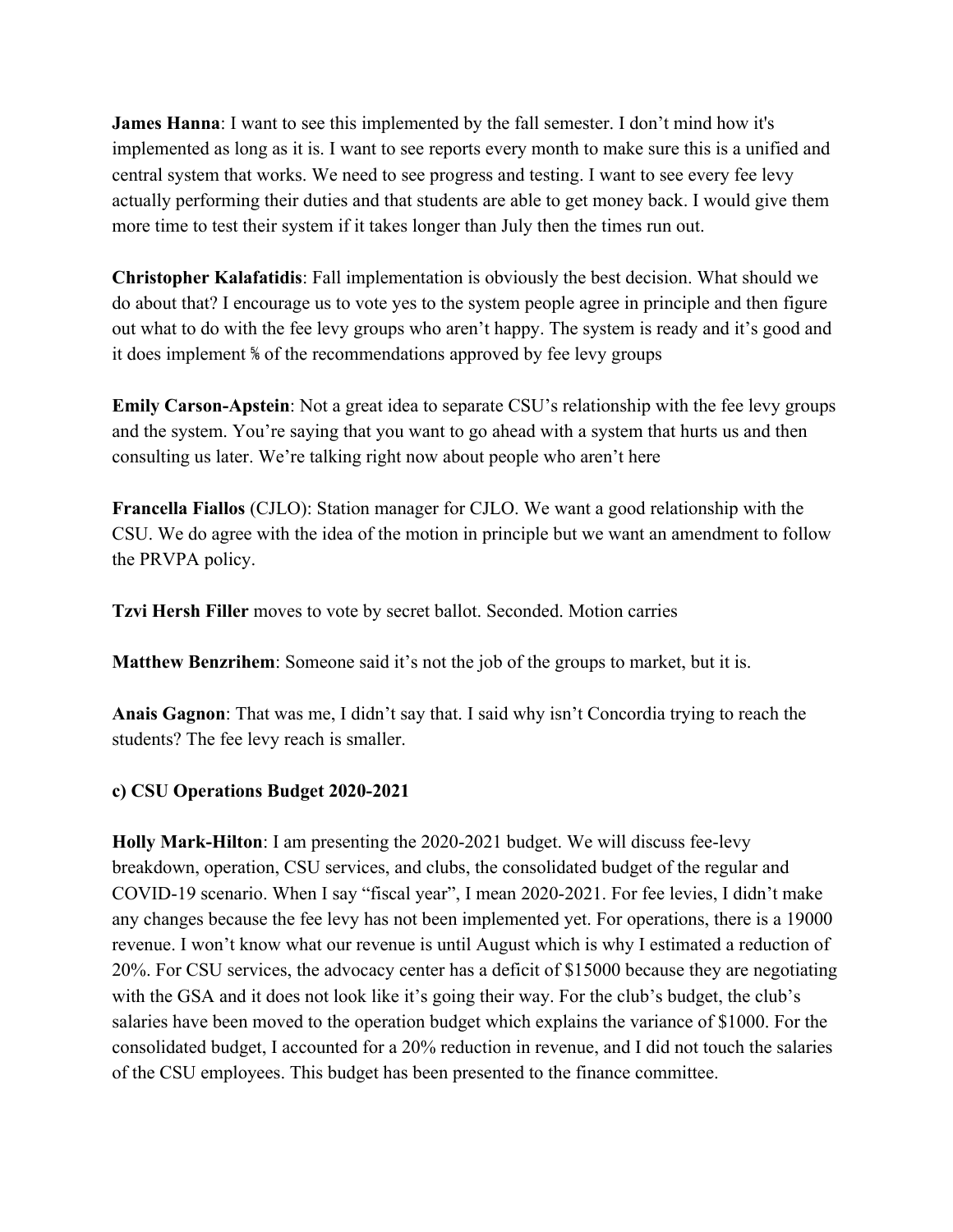**James Hanna**: I want to see this implemented by the fall semester. I don't mind how it's implemented as long as it is. I want to see reports every month to make sure this is a unified and central system that works. We need to see progress and testing. I want to see every fee levy actually performing their duties and that students are able to get money back. I would give them more time to test their system if it takes longer than July then the times run out.

**Christopher Kalafatidis**: Fall implementation is obviously the best decision. What should we do about that? I encourage us to vote yes to the system people agree in principle and then figure out what to do with the fee levy groups who aren't happy. The system is ready and it's good and it does implement ⅘ of the recommendations approved by fee levy groups

**Emily Carson-Apstein**: Not a great idea to separate CSU's relationship with the fee levy groups and the system. You're saying that you want to go ahead with a system that hurts us and then consulting us later. We're talking right now about people who aren't here

**Francella Fiallos** (CJLO): Station manager for CJLO. We want a good relationship with the CSU. We do agree with the idea of the motion in principle but we want an amendment to follow the PRVPA policy.

**Tzvi Hersh Filler** moves to vote by secret ballot. Seconded. Motion carries

**Matthew Benzrihem**: Someone said it's not the job of the groups to market, but it is.

**Anais Gagnon**: That was me, I didn't say that. I said why isn't Concordia trying to reach the students? The fee levy reach is smaller.

**c) CSU Operations Budget 2020-2021**

**Holly Mark-Hilton**: I am presenting the 2020-2021 budget. We will discuss fee-levy breakdown, operation, CSU services, and clubs, the consolidated budget of the regular and COVID-19 scenario. When I say "fiscal year", I mean 2020-2021. For fee levies, I didn't make any changes because the fee levy has not been implemented yet. For operations, there is a 19000 revenue. I won't know what our revenue is until August which is why I estimated a reduction of 20%. For CSU services, the advocacy center has a deficit of $15000 because they are negotiating with the GSA and it does not look like it's going their way. For the club's budget, the club's salaries have been moved to the operation budget which explains the variance of $1000. For the consolidated budget, I accounted for a 20% reduction in revenue, and I did not touch the salaries of the CSU employees. This budget has been presented to the finance committee.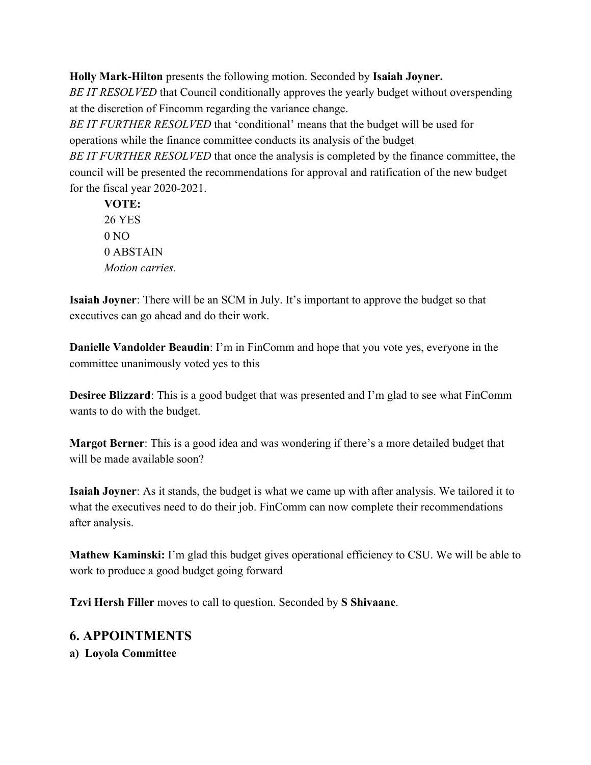**Holly Mark-Hilton** presents the following motion. Seconded by **Isaiah Joyner.**
*BE IT RESOLVED* that Council conditionally approves the yearly budget without overspending at the discretion of Fincomm regarding the variance change.
*BE IT FURTHER RESOLVED* that 'conditional' means that the budget will be used for operations while the finance committee conducts its analysis of the budget
*BE IT FURTHER RESOLVED* that once the analysis is completed by the finance committee, the council will be presented the recommendations for approval and ratification of the new budget for the fiscal year 2020-2021.

> **VOTE:**
> 26 YES
> 0 NO
> 0 ABSTAIN
> *Motion carries.*

**Isaiah Joyner**: There will be an SCM in July. It's important to approve the budget so that executives can go ahead and do their work.

**Danielle Vandolder Beaudin**: I'm in FinComm and hope that you vote yes, everyone in the committee unanimously voted yes to this

**Desiree Blizzard**: This is a good budget that was presented and I'm glad to see what FinComm wants to do with the budget.

**Margot Berner**: This is a good idea and was wondering if there's a more detailed budget that will be made available soon?

**Isaiah Joyner**: As it stands, the budget is what we came up with after analysis. We tailored it to what the executives need to do their job. FinComm can now complete their recommendations after analysis.

**Mathew Kaminski:** I'm glad this budget gives operational efficiency to CSU. We will be able to work to produce a good budget going forward

**Tzvi Hersh Filler** moves to call to question. Seconded by **S Shivaane**.

## 6. APPOINTMENTS

**a) Loyola Committee**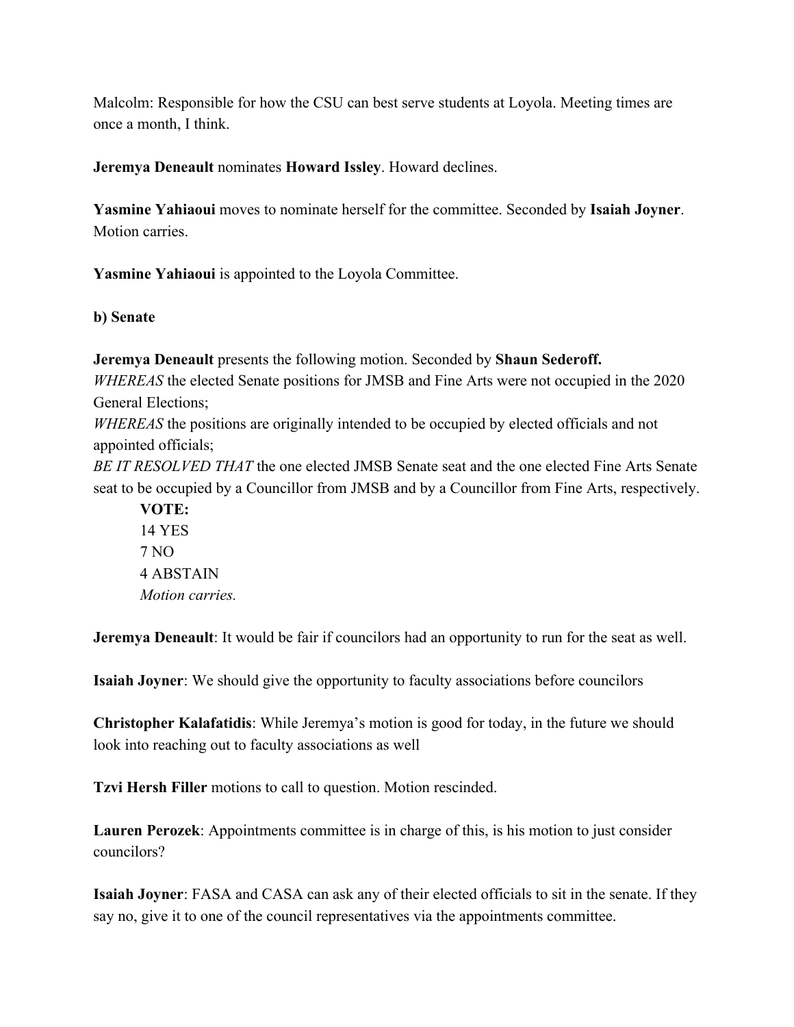Malcolm: Responsible for how the CSU can best serve students at Loyola. Meeting times are once a month, I think.

**Jeremya Deneault** nominates **Howard Issley**. Howard declines.

**Yasmine Yahiaoui** moves to nominate herself for the committee. Seconded by **Isaiah Joyner**. Motion carries.

**Yasmine Yahiaoui** is appointed to the Loyola Committee.

**b) Senate**

**Jeremya Deneault** presents the following motion. Seconded by **Shaun Sederoff.**
*WHEREAS* the elected Senate positions for JMSB and Fine Arts were not occupied in the 2020 General Elections;
*WHEREAS* the positions are originally intended to be occupied by elected officials and not appointed officials;
*BE IT RESOLVED THAT* the one elected JMSB Senate seat and the one elected Fine Arts Senate seat to be occupied by a Councillor from JMSB and by a Councillor from Fine Arts, respectively.

> **VOTE:**
> 14 YES
> 7 NO
> 4 ABSTAIN
> *Motion carries.*

**Jeremya Deneault**: It would be fair if councilors had an opportunity to run for the seat as well.

**Isaiah Joyner**: We should give the opportunity to faculty associations before councilors

**Christopher Kalafatidis**: While Jeremya's motion is good for today, in the future we should look into reaching out to faculty associations as well

**Tzvi Hersh Filler** motions to call to question. Motion rescinded.

**Lauren Perozek**: Appointments committee is in charge of this, is his motion to just consider councilors?

**Isaiah Joyner**: FASA and CASA can ask any of their elected officials to sit in the senate. If they say no, give it to one of the council representatives via the appointments committee.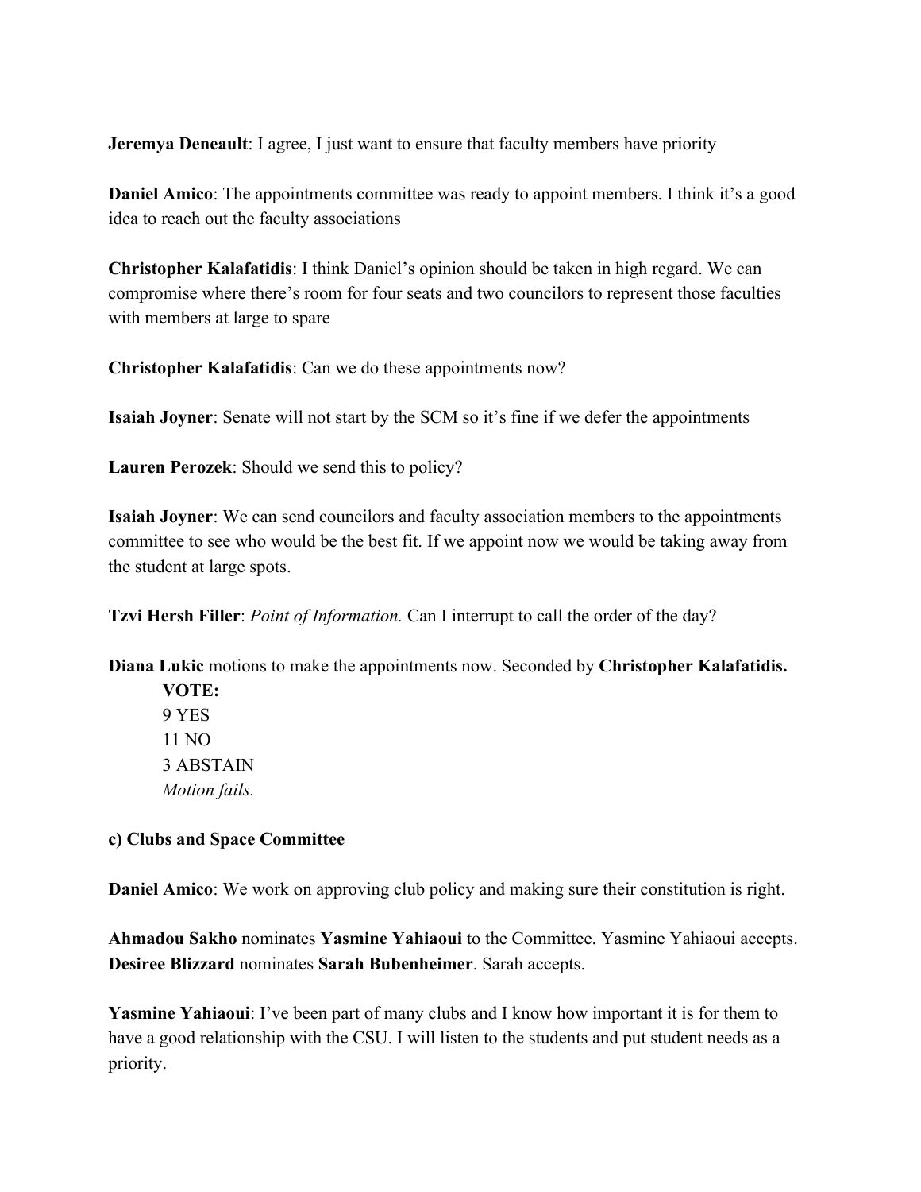**Jeremya Deneault**: I agree, I just want to ensure that faculty members have priority

**Daniel Amico**: The appointments committee was ready to appoint members. I think it's a good idea to reach out the faculty associations

**Christopher Kalafatidis**: I think Daniel's opinion should be taken in high regard. We can compromise where there's room for four seats and two councilors to represent those faculties with members at large to spare

**Christopher Kalafatidis**: Can we do these appointments now?

**Isaiah Joyner**: Senate will not start by the SCM so it's fine if we defer the appointments

**Lauren Perozek**: Should we send this to policy?

**Isaiah Joyner**: We can send councilors and faculty association members to the appointments committee to see who would be the best fit. If we appoint now we would be taking away from the student at large spots.

**Tzvi Hersh Filler**: *Point of Information.* Can I interrupt to call the order of the day?

**Diana Lukic** motions to make the appointments now. Seconded by **Christopher Kalafatidis.**

> **VOTE:**
> 9 YES
> 11 NO
> 3 ABSTAIN
> *Motion fails.*

**c) Clubs and Space Committee**

**Daniel Amico**: We work on approving club policy and making sure their constitution is right.

**Ahmadou Sakho** nominates **Yasmine Yahiaoui** to the Committee. Yasmine Yahiaoui accepts.
**Desiree Blizzard** nominates **Sarah Bubenheimer**. Sarah accepts.

**Yasmine Yahiaoui**: I've been part of many clubs and I know how important it is for them to have a good relationship with the CSU. I will listen to the students and put student needs as a priority.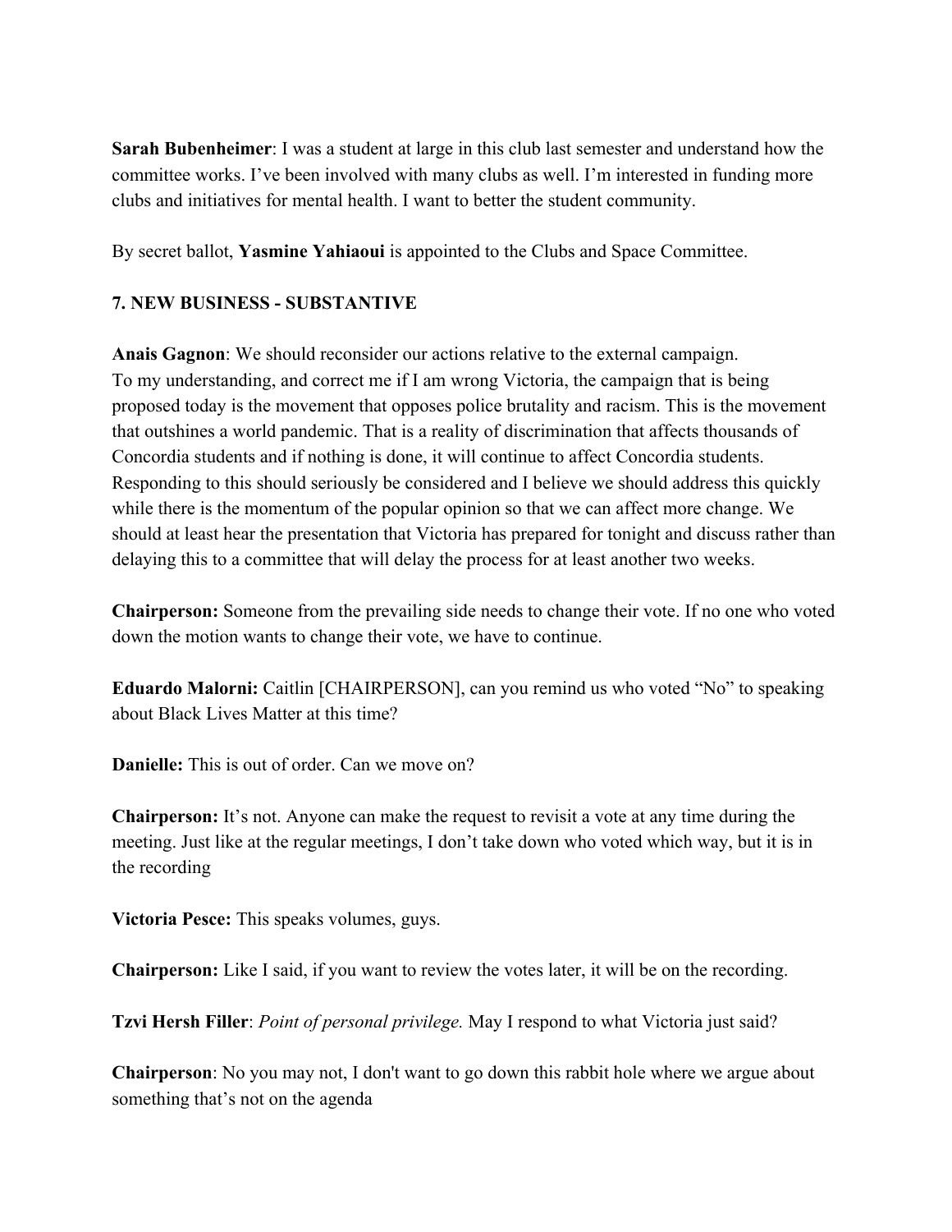**Sarah Bubenheimer**: I was a student at large in this club last semester and understand how the committee works. I've been involved with many clubs as well. I'm interested in funding more clubs and initiatives for mental health. I want to better the student community.

By secret ballot, **Yasmine Yahiaoui** is appointed to the Clubs and Space Committee.

**7. NEW BUSINESS - SUBSTANTIVE**

**Anais Gagnon**: We should reconsider our actions relative to the external campaign. To my understanding, and correct me if I am wrong Victoria, the campaign that is being proposed today is the movement that opposes police brutality and racism. This is the movement that outshines a world pandemic. That is a reality of discrimination that affects thousands of Concordia students and if nothing is done, it will continue to affect Concordia students. Responding to this should seriously be considered and I believe we should address this quickly while there is the momentum of the popular opinion so that we can affect more change. We should at least hear the presentation that Victoria has prepared for tonight and discuss rather than delaying this to a committee that will delay the process for at least another two weeks.

**Chairperson:** Someone from the prevailing side needs to change their vote. If no one who voted down the motion wants to change their vote, we have to continue.

**Eduardo Malorni:** Caitlin [CHAIRPERSON], can you remind us who voted "No" to speaking about Black Lives Matter at this time?

**Danielle:** This is out of order. Can we move on?

**Chairperson:** It's not. Anyone can make the request to revisit a vote at any time during the meeting. Just like at the regular meetings, I don't take down who voted which way, but it is in the recording

**Victoria Pesce:** This speaks volumes, guys.

**Chairperson:** Like I said, if you want to review the votes later, it will be on the recording.

**Tzvi Hersh Filler**: *Point of personal privilege.* May I respond to what Victoria just said?

**Chairperson**: No you may not, I don't want to go down this rabbit hole where we argue about something that's not on the agenda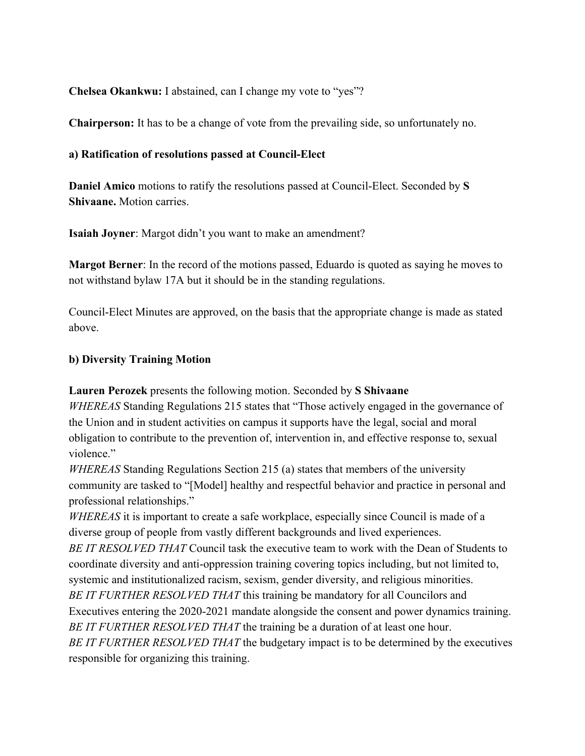**Chelsea Okankwu:** I abstained, can I change my vote to "yes"?

**Chairperson:** It has to be a change of vote from the prevailing side, so unfortunately no.

**a) Ratification of resolutions passed at Council-Elect**

**Daniel Amico** motions to ratify the resolutions passed at Council-Elect. Seconded by **S Shivaane.** Motion carries.

**Isaiah Joyner**: Margot didn't you want to make an amendment?

**Margot Berner**: In the record of the motions passed, Eduardo is quoted as saying he moves to not withstand bylaw 17A but it should be in the standing regulations.

Council-Elect Minutes are approved, on the basis that the appropriate change is made as stated above.

**b) Diversity Training Motion**

**Lauren Perozek** presents the following motion. Seconded by **S Shivaane**

*WHEREAS* Standing Regulations 215 states that "Those actively engaged in the governance of the Union and in student activities on campus it supports have the legal, social and moral obligation to contribute to the prevention of, intervention in, and effective response to, sexual violence."

*WHEREAS* Standing Regulations Section 215 (a) states that members of the university community are tasked to "[Model] healthy and respectful behavior and practice in personal and professional relationships."

*WHEREAS* it is important to create a safe workplace, especially since Council is made of a diverse group of people from vastly different backgrounds and lived experiences.

*BE IT RESOLVED THAT* Council task the executive team to work with the Dean of Students to coordinate diversity and anti-oppression training covering topics including, but not limited to, systemic and institutionalized racism, sexism, gender diversity, and religious minorities.

*BE IT FURTHER RESOLVED THAT* this training be mandatory for all Councilors and Executives entering the 2020-2021 mandate alongside the consent and power dynamics training.

*BE IT FURTHER RESOLVED THAT* the training be a duration of at least one hour.

*BE IT FURTHER RESOLVED THAT* the budgetary impact is to be determined by the executives responsible for organizing this training.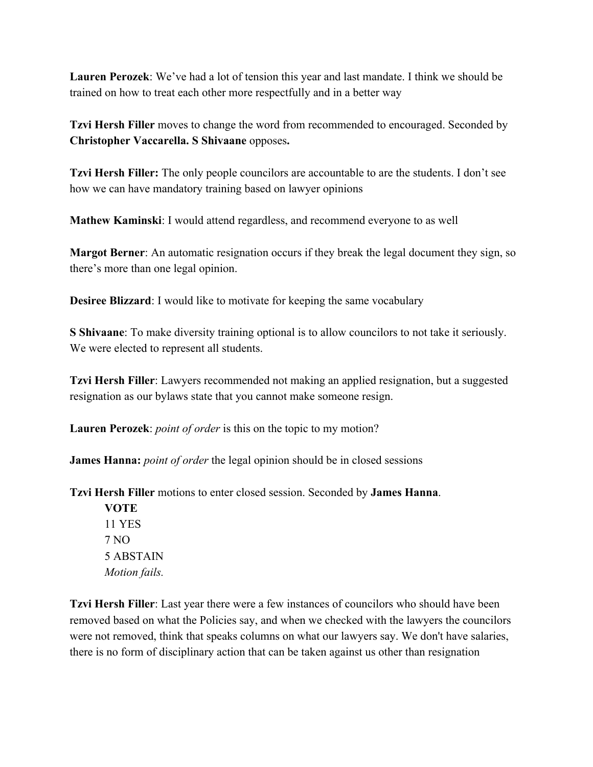**Lauren Perozek**: We've had a lot of tension this year and last mandate. I think we should be trained on how to treat each other more respectfully and in a better way

**Tzvi Hersh Filler** moves to change the word from recommended to encouraged. Seconded by **Christopher Vaccarella. S Shivaane** opposes**.**

**Tzvi Hersh Filler:** The only people councilors are accountable to are the students. I don't see how we can have mandatory training based on lawyer opinions

**Mathew Kaminski**: I would attend regardless, and recommend everyone to as well

**Margot Berner**: An automatic resignation occurs if they break the legal document they sign, so there's more than one legal opinion.

**Desiree Blizzard**: I would like to motivate for keeping the same vocabulary

**S Shivaane**: To make diversity training optional is to allow councilors to not take it seriously. We were elected to represent all students.

**Tzvi Hersh Filler**: Lawyers recommended not making an applied resignation, but a suggested resignation as our bylaws state that you cannot make someone resign.

**Lauren Perozek**: *point of order* is this on the topic to my motion?

**James Hanna:** *point of order* the legal opinion should be in closed sessions

**Tzvi Hersh Filler** motions to enter closed session. Seconded by **James Hanna**.

> **VOTE**
> 11 YES
> 7 NO
> 5 ABSTAIN
> *Motion fails.*

**Tzvi Hersh Filler**: Last year there were a few instances of councilors who should have been removed based on what the Policies say, and when we checked with the lawyers the councilors were not removed, think that speaks columns on what our lawyers say. We don't have salaries, there is no form of disciplinary action that can be taken against us other than resignation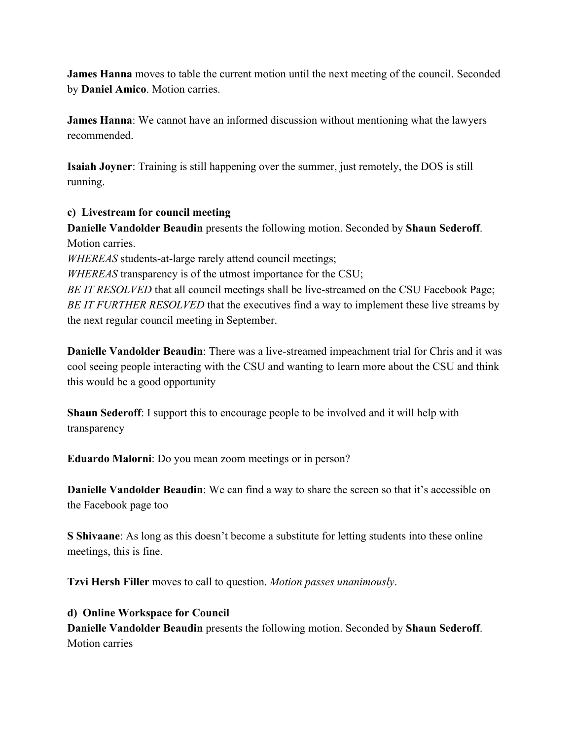**James Hanna** moves to table the current motion until the next meeting of the council. Seconded by **Daniel Amico**. Motion carries.

**James Hanna**: We cannot have an informed discussion without mentioning what the lawyers recommended.

**Isaiah Joyner**: Training is still happening over the summer, just remotely, the DOS is still running.

**c) Livestream for council meeting**

**Danielle Vandolder Beaudin** presents the following motion. Seconded by **Shaun Sederoff**. Motion carries.

*WHEREAS* students-at-large rarely attend council meetings;
*WHEREAS* transparency is of the utmost importance for the CSU;
*BE IT RESOLVED* that all council meetings shall be live-streamed on the CSU Facebook Page;
*BE IT FURTHER RESOLVED* that the executives find a way to implement these live streams by the next regular council meeting in September.

**Danielle Vandolder Beaudin**: There was a live-streamed impeachment trial for Chris and it was cool seeing people interacting with the CSU and wanting to learn more about the CSU and think this would be a good opportunity

**Shaun Sederoff**: I support this to encourage people to be involved and it will help with transparency

**Eduardo Malorni**: Do you mean zoom meetings or in person?

**Danielle Vandolder Beaudin**: We can find a way to share the screen so that it's accessible on the Facebook page too

**S Shivaane**: As long as this doesn't become a substitute for letting students into these online meetings, this is fine.

**Tzvi Hersh Filler** moves to call to question. *Motion passes unanimously*.

**d) Online Workspace for Council**

**Danielle Vandolder Beaudin** presents the following motion. Seconded by **Shaun Sederoff**. Motion carries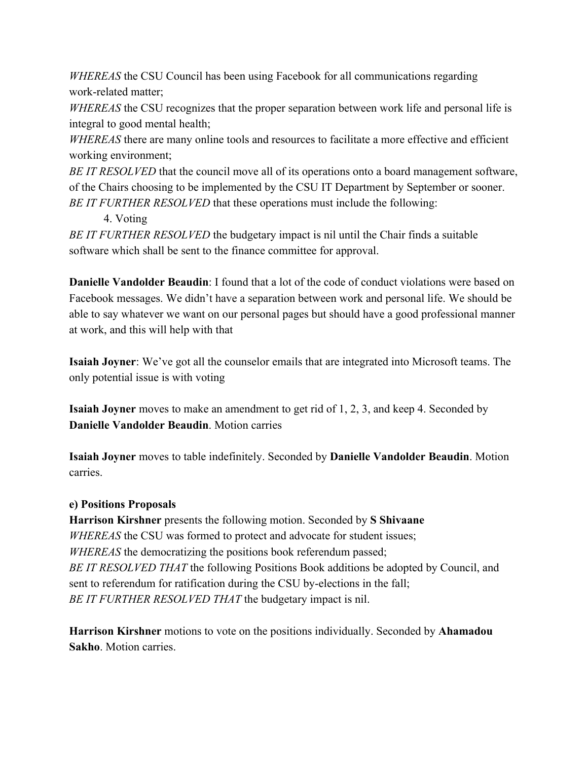*WHEREAS* the CSU Council has been using Facebook for all communications regarding work-related matter;
*WHEREAS* the CSU recognizes that the proper separation between work life and personal life is integral to good mental health;
*WHEREAS* there are many online tools and resources to facilitate a more effective and efficient working environment;
*BE IT RESOLVED* that the council move all of its operations onto a board management software, of the Chairs choosing to be implemented by the CSU IT Department by September or sooner.
*BE IT FURTHER RESOLVED* that these operations must include the following:

4. Voting

*BE IT FURTHER RESOLVED* the budgetary impact is nil until the Chair finds a suitable software which shall be sent to the finance committee for approval.

**Danielle Vandolder Beaudin**: I found that a lot of the code of conduct violations were based on Facebook messages. We didn't have a separation between work and personal life. We should be able to say whatever we want on our personal pages but should have a good professional manner at work, and this will help with that

**Isaiah Joyner**: We've got all the counselor emails that are integrated into Microsoft teams. The only potential issue is with voting

**Isaiah Joyner** moves to make an amendment to get rid of 1, 2, 3, and keep 4. Seconded by **Danielle Vandolder Beaudin**. Motion carries

**Isaiah Joyner** moves to table indefinitely. Seconded by **Danielle Vandolder Beaudin**. Motion carries.

**e) Positions Proposals**

**Harrison Kirshner** presents the following motion. Seconded by **S Shivaane**
*WHEREAS* the CSU was formed to protect and advocate for student issues;
*WHEREAS* the democratizing the positions book referendum passed;
*BE IT RESOLVED THAT* the following Positions Book additions be adopted by Council, and sent to referendum for ratification during the CSU by-elections in the fall;
*BE IT FURTHER RESOLVED THAT* the budgetary impact is nil.

**Harrison Kirshner** motions to vote on the positions individually. Seconded by **Ahamadou Sakho**. Motion carries.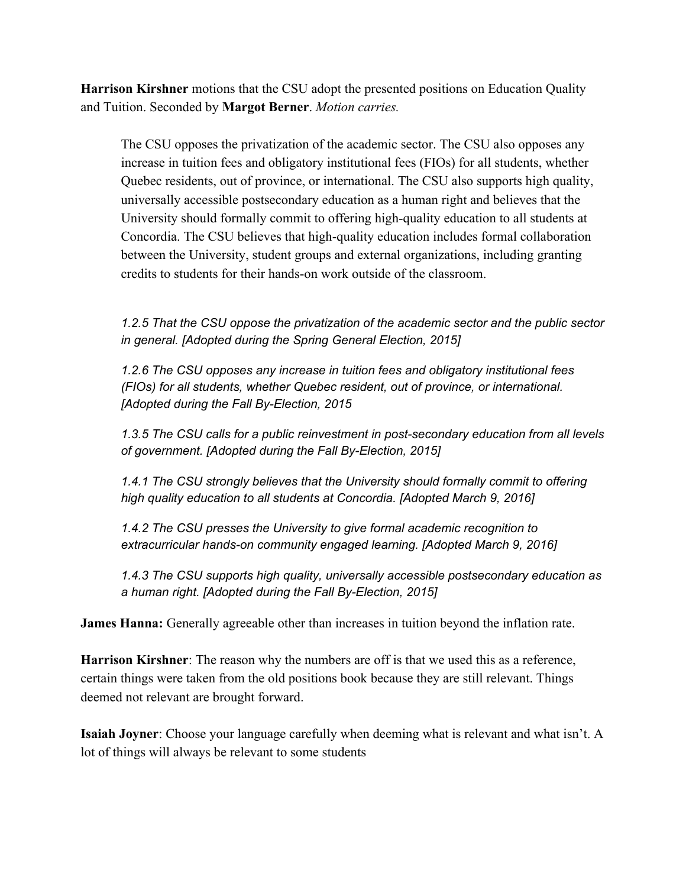**Harrison Kirshner** motions that the CSU adopt the presented positions on Education Quality and Tuition. Seconded by **Margot Berner**. *Motion carries.*

> The CSU opposes the privatization of the academic sector. The CSU also opposes any increase in tuition fees and obligatory institutional fees (FIOs) for all students, whether Quebec residents, out of province, or international. The CSU also supports high quality, universally accessible postsecondary education as a human right and believes that the University should formally commit to offering high-quality education to all students at Concordia. The CSU believes that high-quality education includes formal collaboration between the University, student groups and external organizations, including granting credits to students for their hands-on work outside of the classroom.
>
> *1.2.5 That the CSU oppose the privatization of the academic sector and the public sector in general. [Adopted during the Spring General Election, 2015]*
>
> *1.2.6 The CSU opposes any increase in tuition fees and obligatory institutional fees (FIOs) for all students, whether Quebec resident, out of province, or international. [Adopted during the Fall By-Election, 2015*
>
> *1.3.5 The CSU calls for a public reinvestment in post-secondary education from all levels of government. [Adopted during the Fall By-Election, 2015]*
>
> *1.4.1 The CSU strongly believes that the University should formally commit to offering high quality education to all students at Concordia. [Adopted March 9, 2016]*
>
> *1.4.2 The CSU presses the University to give formal academic recognition to extracurricular hands-on community engaged learning. [Adopted March 9, 2016]*
>
> *1.4.3 The CSU supports high quality, universally accessible postsecondary education as a human right. [Adopted during the Fall By-Election, 2015]*

**James Hanna:** Generally agreeable other than increases in tuition beyond the inflation rate.

**Harrison Kirshner**: The reason why the numbers are off is that we used this as a reference, certain things were taken from the old positions book because they are still relevant. Things deemed not relevant are brought forward.

**Isaiah Joyner**: Choose your language carefully when deeming what is relevant and what isn't. A lot of things will always be relevant to some students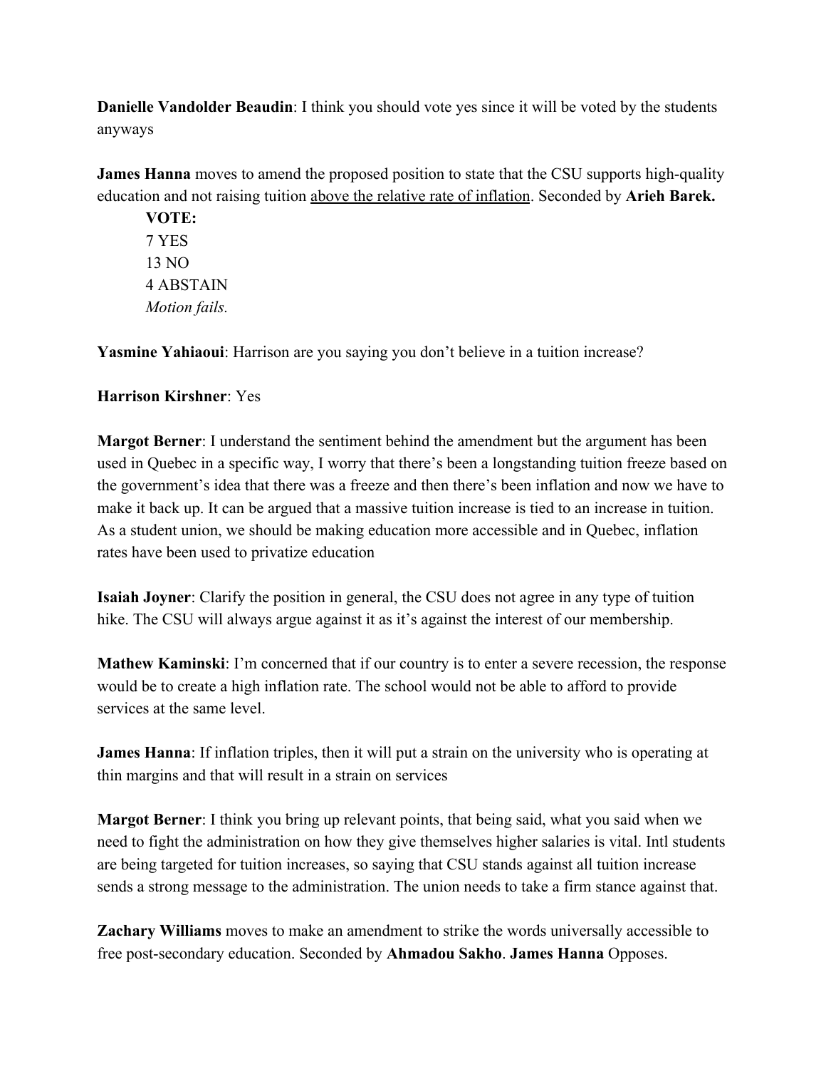**Danielle Vandolder Beaudin**: I think you should vote yes since it will be voted by the students anyways

**James Hanna** moves to amend the proposed position to state that the CSU supports high-quality education and not raising tuition above the relative rate of inflation. Seconded by **Arieh Barek.**

> **VOTE:**
> 7 YES
> 13 NO
> 4 ABSTAIN
> *Motion fails.*

**Yasmine Yahiaoui**: Harrison are you saying you don't believe in a tuition increase?

**Harrison Kirshner**: Yes

**Margot Berner**: I understand the sentiment behind the amendment but the argument has been used in Quebec in a specific way, I worry that there's been a longstanding tuition freeze based on the government's idea that there was a freeze and then there's been inflation and now we have to make it back up. It can be argued that a massive tuition increase is tied to an increase in tuition. As a student union, we should be making education more accessible and in Quebec, inflation rates have been used to privatize education

**Isaiah Joyner**: Clarify the position in general, the CSU does not agree in any type of tuition hike. The CSU will always argue against it as it's against the interest of our membership.

**Mathew Kaminski**: I'm concerned that if our country is to enter a severe recession, the response would be to create a high inflation rate. The school would not be able to afford to provide services at the same level.

**James Hanna**: If inflation triples, then it will put a strain on the university who is operating at thin margins and that will result in a strain on services

**Margot Berner**: I think you bring up relevant points, that being said, what you said when we need to fight the administration on how they give themselves higher salaries is vital. Intl students are being targeted for tuition increases, so saying that CSU stands against all tuition increase sends a strong message to the administration. The union needs to take a firm stance against that.

**Zachary Williams** moves to make an amendment to strike the words universally accessible to free post-secondary education. Seconded by **Ahmadou Sakho**. **James Hanna** Opposes.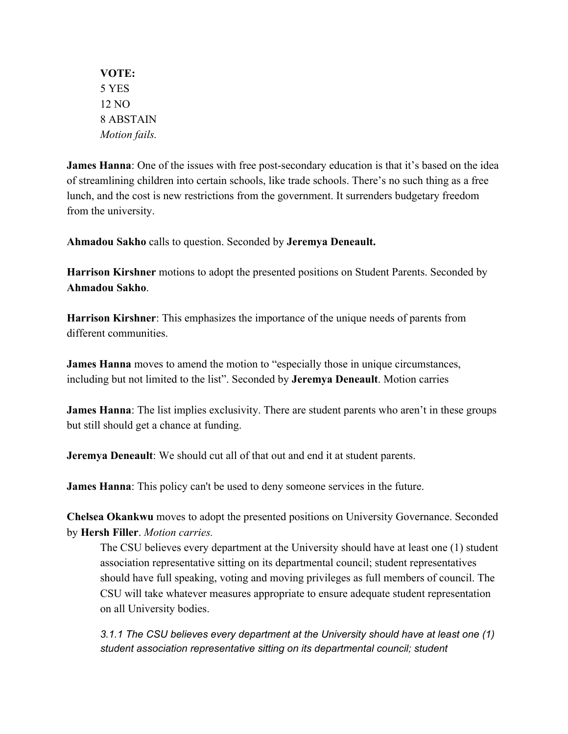**VOTE:**
5 YES
12 NO
8 ABSTAIN
*Motion fails.*

**James Hanna**: One of the issues with free post-secondary education is that it's based on the idea of streamlining children into certain schools, like trade schools. There's no such thing as a free lunch, and the cost is new restrictions from the government. It surrenders budgetary freedom from the university.

**Ahmadou Sakho** calls to question. Seconded by **Jeremya Deneault.**

**Harrison Kirshner** motions to adopt the presented positions on Student Parents. Seconded by **Ahmadou Sakho**.

**Harrison Kirshner**: This emphasizes the importance of the unique needs of parents from different communities.

**James Hanna** moves to amend the motion to "especially those in unique circumstances, including but not limited to the list". Seconded by **Jeremya Deneault**. Motion carries

**James Hanna**: The list implies exclusivity. There are student parents who aren't in these groups but still should get a chance at funding.

**Jeremya Deneault**: We should cut all of that out and end it at student parents.

**James Hanna**: This policy can't be used to deny someone services in the future.

**Chelsea Okankwu** moves to adopt the presented positions on University Governance. Seconded by **Hersh Filler**. *Motion carries.*

> The CSU believes every department at the University should have at least one (1) student association representative sitting on its departmental council; student representatives should have full speaking, voting and moving privileges as full members of council. The CSU will take whatever measures appropriate to ensure adequate student representation on all University bodies.
>
> *3.1.1 The CSU believes every department at the University should have at least one (1) student association representative sitting on its departmental council; student*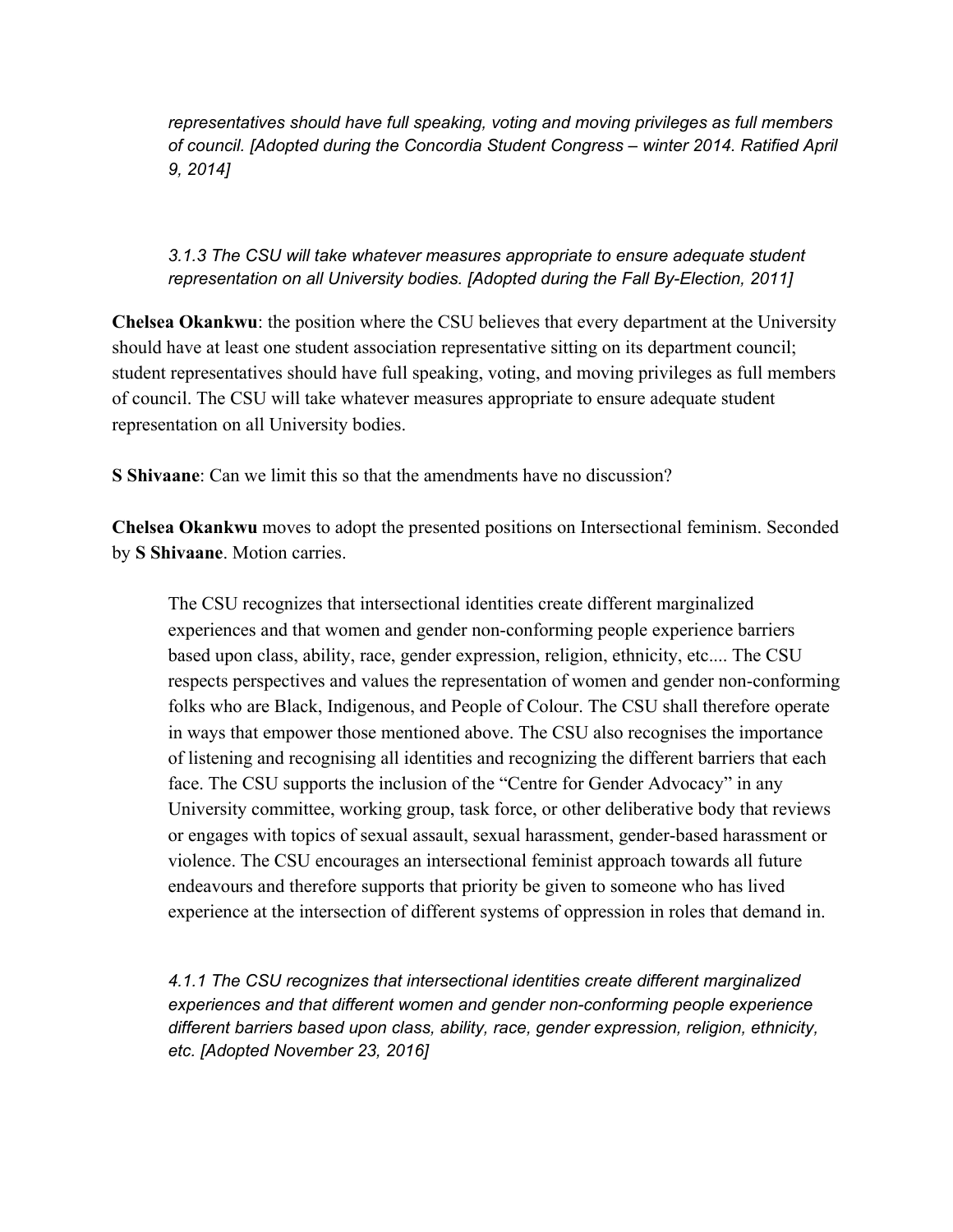*representatives should have full speaking, voting and moving privileges as full members of council. [Adopted during the Concordia Student Congress – winter 2014. Ratified April 9, 2014]*

*3.1.3 The CSU will take whatever measures appropriate to ensure adequate student representation on all University bodies. [Adopted during the Fall By-Election, 2011]*

**Chelsea Okankwu**: the position where the CSU believes that every department at the University should have at least one student association representative sitting on its department council; student representatives should have full speaking, voting, and moving privileges as full members of council. The CSU will take whatever measures appropriate to ensure adequate student representation on all University bodies.

**S Shivaane**: Can we limit this so that the amendments have no discussion?

**Chelsea Okankwu** moves to adopt the presented positions on Intersectional feminism. Seconded by **S Shivaane**. Motion carries.

> The CSU recognizes that intersectional identities create different marginalized experiences and that women and gender non-conforming people experience barriers based upon class, ability, race, gender expression, religion, ethnicity, etc.... The CSU respects perspectives and values the representation of women and gender non-conforming folks who are Black, Indigenous, and People of Colour. The CSU shall therefore operate in ways that empower those mentioned above. The CSU also recognises the importance of listening and recognising all identities and recognizing the different barriers that each face. The CSU supports the inclusion of the "Centre for Gender Advocacy" in any University committee, working group, task force, or other deliberative body that reviews or engages with topics of sexual assault, sexual harassment, gender-based harassment or violence. The CSU encourages an intersectional feminist approach towards all future endeavours and therefore supports that priority be given to someone who has lived experience at the intersection of different systems of oppression in roles that demand in.
>
> *4.1.1 The CSU recognizes that intersectional identities create different marginalized experiences and that different women and gender non-conforming people experience different barriers based upon class, ability, race, gender expression, religion, ethnicity, etc. [Adopted November 23, 2016]*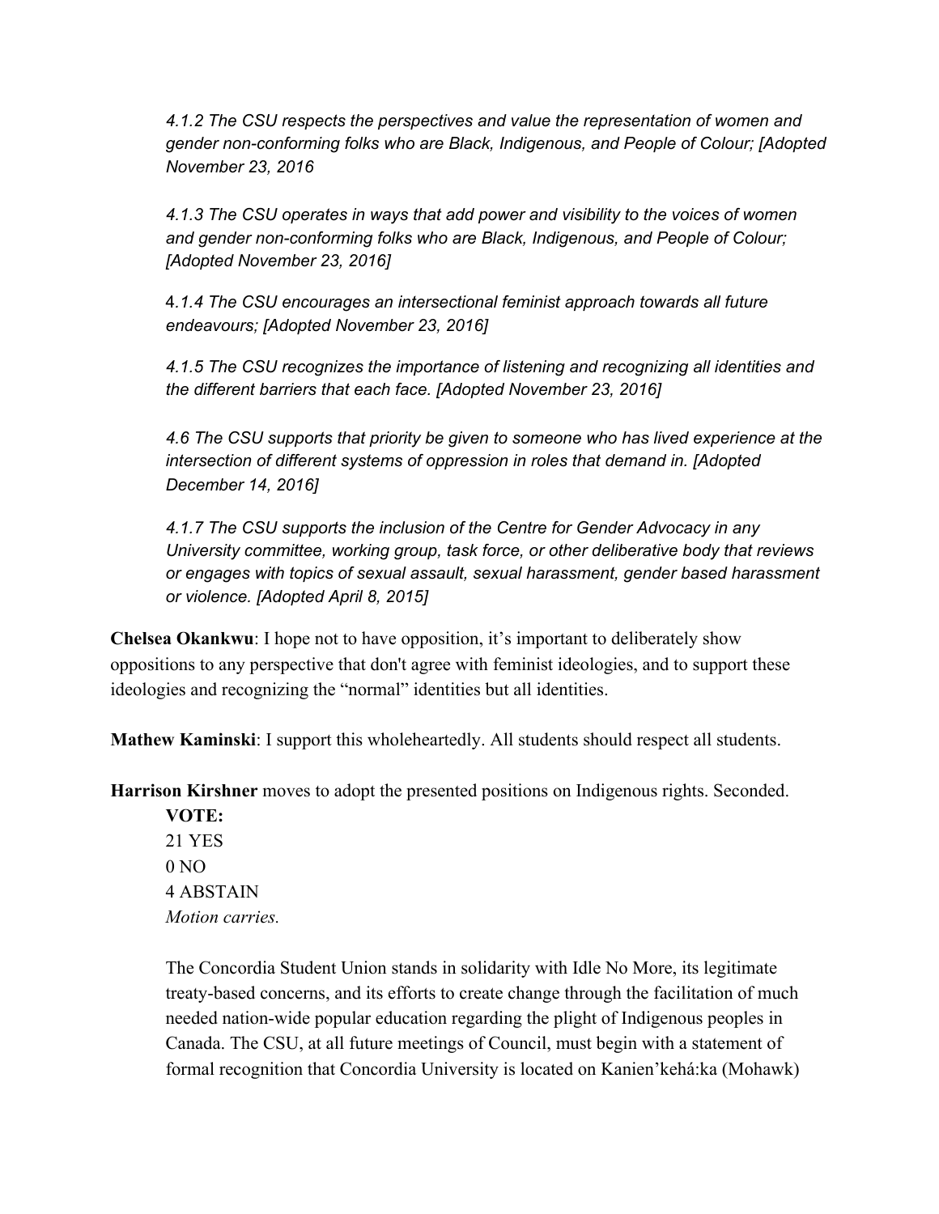*4.1.2 The CSU respects the perspectives and value the representation of women and gender non-conforming folks who are Black, Indigenous, and People of Colour; [Adopted November 23, 2016*

*4.1.3 The CSU operates in ways that add power and visibility to the voices of women and gender non-conforming folks who are Black, Indigenous, and People of Colour; [Adopted November 23, 2016]*

4.*1.4 The CSU encourages an intersectional feminist approach towards all future endeavours; [Adopted November 23, 2016]*

*4.1.5 The CSU recognizes the importance of listening and recognizing all identities and the different barriers that each face. [Adopted November 23, 2016]*

*4.6 The CSU supports that priority be given to someone who has lived experience at the intersection of different systems of oppression in roles that demand in. [Adopted December 14, 2016]*

*4.1.7 The CSU supports the inclusion of the Centre for Gender Advocacy in any University committee, working group, task force, or other deliberative body that reviews or engages with topics of sexual assault, sexual harassment, gender based harassment or violence. [Adopted April 8, 2015]*

**Chelsea Okankwu**: I hope not to have opposition, it's important to deliberately show oppositions to any perspective that don't agree with feminist ideologies, and to support these ideologies and recognizing the "normal" identities but all identities.

**Mathew Kaminski**: I support this wholeheartedly. All students should respect all students.

**Harrison Kirshner** moves to adopt the presented positions on Indigenous rights. Seconded.

**VOTE:**
21 YES
0 NO
4 ABSTAIN
*Motion carries.*

The Concordia Student Union stands in solidarity with Idle No More, its legitimate treaty-based concerns, and its efforts to create change through the facilitation of much needed nation-wide popular education regarding the plight of Indigenous peoples in Canada. The CSU, at all future meetings of Council, must begin with a statement of formal recognition that Concordia University is located on Kanien'kehá:ka (Mohawk)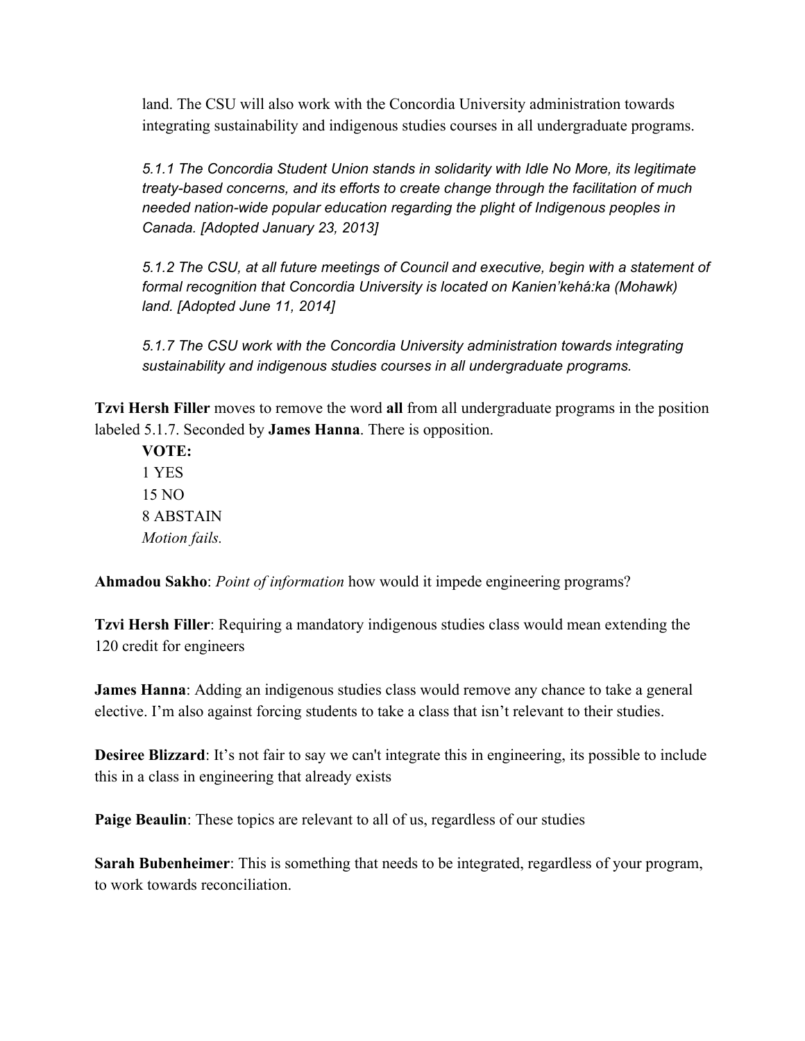land. The CSU will also work with the Concordia University administration towards integrating sustainability and indigenous studies courses in all undergraduate programs.

*5.1.1 The Concordia Student Union stands in solidarity with Idle No More, its legitimate treaty-based concerns, and its efforts to create change through the facilitation of much needed nation-wide popular education regarding the plight of Indigenous peoples in Canada. [Adopted January 23, 2013]*

*5.1.2 The CSU, at all future meetings of Council and executive, begin with a statement of formal recognition that Concordia University is located on Kanien'kehá:ka (Mohawk) land. [Adopted June 11, 2014]*

*5.1.7 The CSU work with the Concordia University administration towards integrating sustainability and indigenous studies courses in all undergraduate programs.*

**Tzvi Hersh Filler** moves to remove the word **all** from all undergraduate programs in the position labeled 5.1.7. Seconded by **James Hanna**. There is opposition.

**VOTE:**
1 YES
15 NO
8 ABSTAIN
*Motion fails.*

**Ahmadou Sakho**: *Point of information* how would it impede engineering programs?

**Tzvi Hersh Filler**: Requiring a mandatory indigenous studies class would mean extending the 120 credit for engineers

**James Hanna**: Adding an indigenous studies class would remove any chance to take a general elective. I'm also against forcing students to take a class that isn't relevant to their studies.

**Desiree Blizzard**: It's not fair to say we can't integrate this in engineering, its possible to include this in a class in engineering that already exists

**Paige Beaulin**: These topics are relevant to all of us, regardless of our studies

**Sarah Bubenheimer**: This is something that needs to be integrated, regardless of your program, to work towards reconciliation.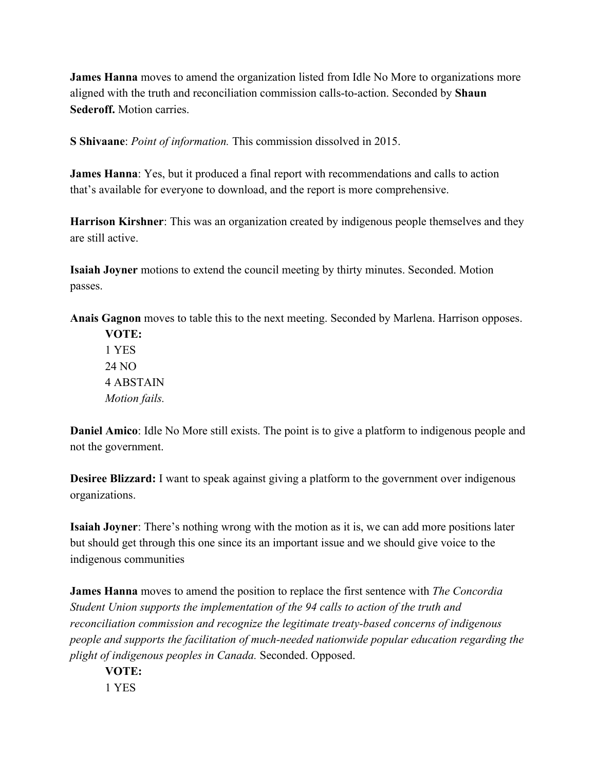**James Hanna** moves to amend the organization listed from Idle No More to organizations more aligned with the truth and reconciliation commission calls-to-action. Seconded by **Shaun Sederoff.** Motion carries.

**S Shivaane**: *Point of information.* This commission dissolved in 2015.

**James Hanna**: Yes, but it produced a final report with recommendations and calls to action that's available for everyone to download, and the report is more comprehensive.

**Harrison Kirshner**: This was an organization created by indigenous people themselves and they are still active.

**Isaiah Joyner** motions to extend the council meeting by thirty minutes. Seconded. Motion passes.

**Anais Gagnon** moves to table this to the next meeting. Seconded by Marlena. Harrison opposes.

> **VOTE:**
> 1 YES
> 24 NO
> 4 ABSTAIN
> *Motion fails.*

**Daniel Amico**: Idle No More still exists. The point is to give a platform to indigenous people and not the government.

**Desiree Blizzard:** I want to speak against giving a platform to the government over indigenous organizations.

**Isaiah Joyner**: There's nothing wrong with the motion as it is, we can add more positions later but should get through this one since its an important issue and we should give voice to the indigenous communities

**James Hanna** moves to amend the position to replace the first sentence with *The Concordia Student Union supports the implementation of the 94 calls to action of the truth and reconciliation commission and recognize the legitimate treaty-based concerns of indigenous people and supports the facilitation of much-needed nationwide popular education regarding the plight of indigenous peoples in Canada.* Seconded. Opposed.

> **VOTE:**
> 1 YES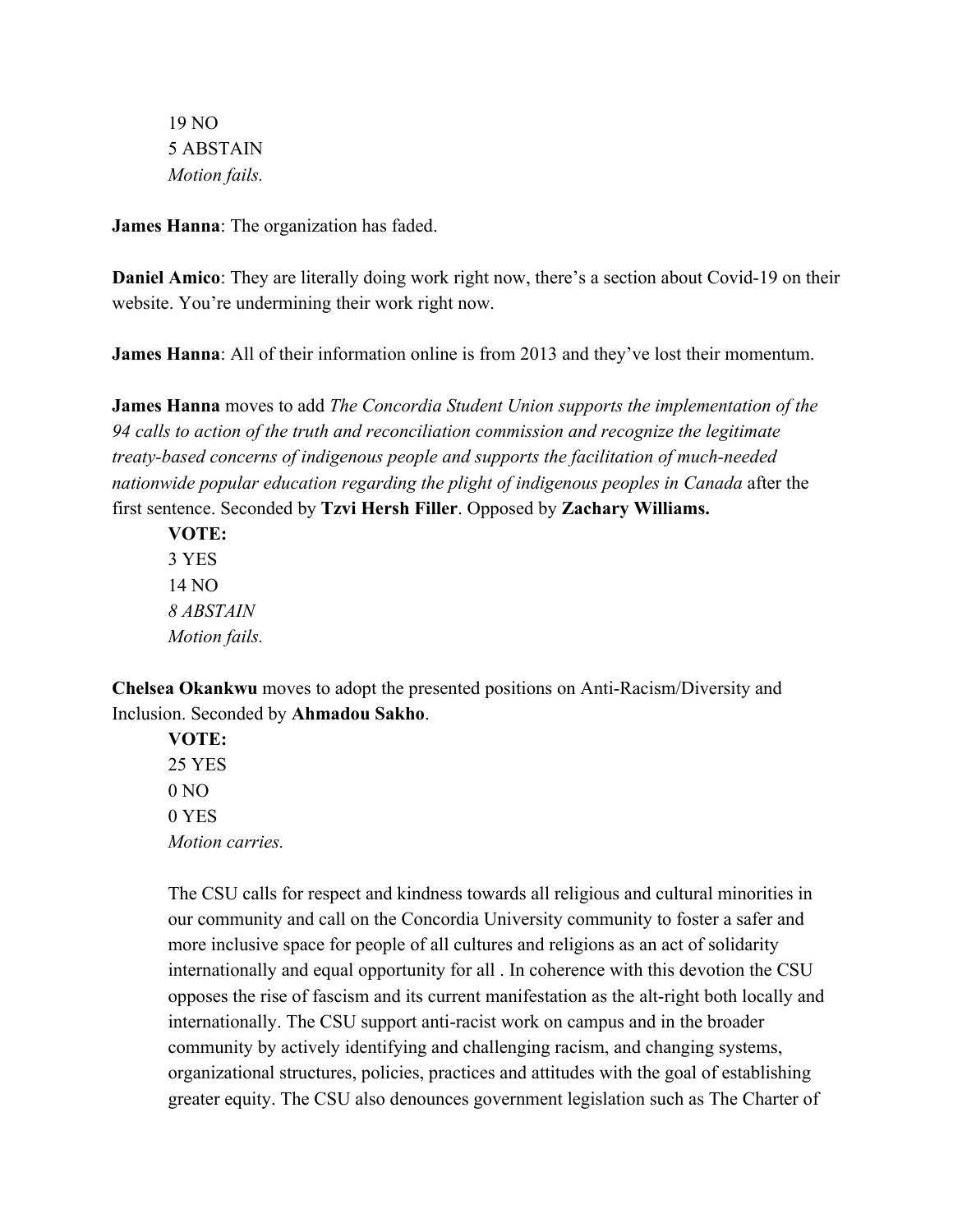19 NO  
5 ABSTAIN  
*Motion fails.*

**James Hanna**: The organization has faded.

**Daniel Amico**: They are literally doing work right now, there's a section about Covid-19 on their website. You're undermining their work right now.

**James Hanna**: All of their information online is from 2013 and they've lost their momentum.

**James Hanna** moves to add *The Concordia Student Union supports the implementation of the 94 calls to action of the truth and reconciliation commission and recognize the legitimate treaty-based concerns of indigenous people and supports the facilitation of much-needed nationwide popular education regarding the plight of indigenous peoples in Canada* after the first sentence. Seconded by **Tzvi Hersh Filler**. Opposed by **Zachary Williams.**

**VOTE:**  
3 YES  
14 NO  
*8 ABSTAIN*  
*Motion fails.*

**Chelsea Okankwu** moves to adopt the presented positions on Anti-Racism/Diversity and Inclusion. Seconded by **Ahmadou Sakho**.

**VOTE:**  
25 YES  
0 NO  
0 YES  
*Motion carries.*

The CSU calls for respect and kindness towards all religious and cultural minorities in our community and call on the Concordia University community to foster a safer and more inclusive space for people of all cultures and religions as an act of solidarity internationally and equal opportunity for all . In coherence with this devotion the CSU opposes the rise of fascism and its current manifestation as the alt-right both locally and internationally. The CSU support anti-racist work on campus and in the broader community by actively identifying and challenging racism, and changing systems, organizational structures, policies, practices and attitudes with the goal of establishing greater equity. The CSU also denounces government legislation such as The Charter of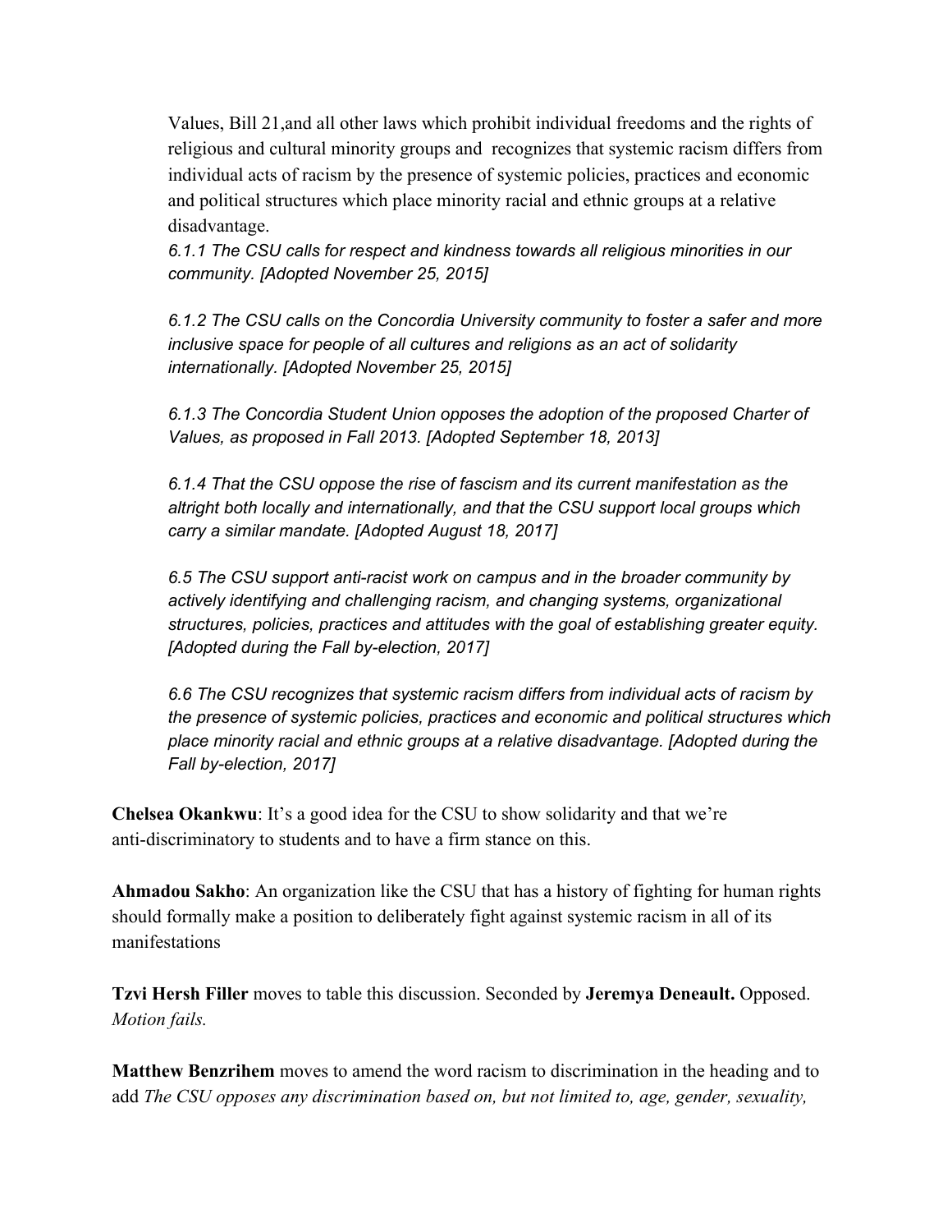Values, Bill 21,and all other laws which prohibit individual freedoms and the rights of religious and cultural minority groups and recognizes that systemic racism differs from individual acts of racism by the presence of systemic policies, practices and economic and political structures which place minority racial and ethnic groups at a relative disadvantage.

*6.1.1 The CSU calls for respect and kindness towards all religious minorities in our community. [Adopted November 25, 2015]*

*6.1.2 The CSU calls on the Concordia University community to foster a safer and more inclusive space for people of all cultures and religions as an act of solidarity internationally. [Adopted November 25, 2015]*

*6.1.3 The Concordia Student Union opposes the adoption of the proposed Charter of Values, as proposed in Fall 2013. [Adopted September 18, 2013]*

*6.1.4 That the CSU oppose the rise of fascism and its current manifestation as the altright both locally and internationally, and that the CSU support local groups which carry a similar mandate. [Adopted August 18, 2017]*

*6.5 The CSU support anti-racist work on campus and in the broader community by actively identifying and challenging racism, and changing systems, organizational structures, policies, practices and attitudes with the goal of establishing greater equity. [Adopted during the Fall by-election, 2017]*

*6.6 The CSU recognizes that systemic racism differs from individual acts of racism by the presence of systemic policies, practices and economic and political structures which place minority racial and ethnic groups at a relative disadvantage. [Adopted during the Fall by-election, 2017]*

**Chelsea Okankwu**: It's a good idea for the CSU to show solidarity and that we're anti-discriminatory to students and to have a firm stance on this.

**Ahmadou Sakho**: An organization like the CSU that has a history of fighting for human rights should formally make a position to deliberately fight against systemic racism in all of its manifestations

**Tzvi Hersh Filler** moves to table this discussion. Seconded by **Jeremya Deneault.** Opposed. *Motion fails.*

**Matthew Benzrihem** moves to amend the word racism to discrimination in the heading and to add *The CSU opposes any discrimination based on, but not limited to, age, gender, sexuality,*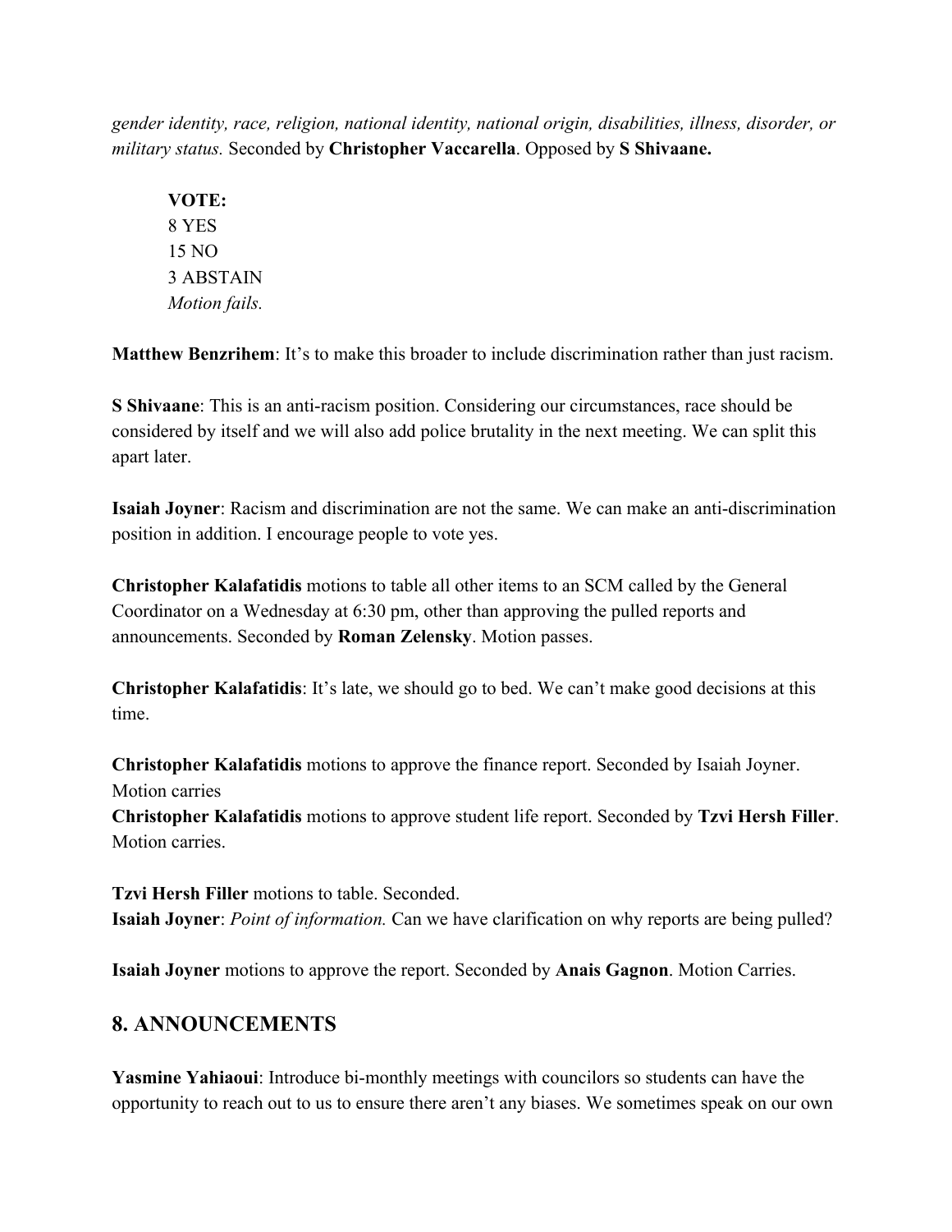*gender identity, race, religion, national identity, national origin, disabilities, illness, disorder, or military status.* Seconded by **Christopher Vaccarella**. Opposed by **S Shivaane.**

> **VOTE:**
> 8 YES
> 15 NO
> 3 ABSTAIN
> *Motion fails.*

**Matthew Benzrihem**: It's to make this broader to include discrimination rather than just racism.

**S Shivaane**: This is an anti-racism position. Considering our circumstances, race should be considered by itself and we will also add police brutality in the next meeting. We can split this apart later.

**Isaiah Joyner**: Racism and discrimination are not the same. We can make an anti-discrimination position in addition. I encourage people to vote yes.

**Christopher Kalafatidis** motions to table all other items to an SCM called by the General Coordinator on a Wednesday at 6:30 pm, other than approving the pulled reports and announcements. Seconded by **Roman Zelensky**. Motion passes.

**Christopher Kalafatidis**: It's late, we should go to bed. We can't make good decisions at this time.

**Christopher Kalafatidis** motions to approve the finance report. Seconded by Isaiah Joyner. Motion carries
**Christopher Kalafatidis** motions to approve student life report. Seconded by **Tzvi Hersh Filler**. Motion carries.

**Tzvi Hersh Filler** motions to table. Seconded.
**Isaiah Joyner**: *Point of information.* Can we have clarification on why reports are being pulled?

**Isaiah Joyner** motions to approve the report. Seconded by **Anais Gagnon**. Motion Carries.

## 8. ANNOUNCEMENTS

**Yasmine Yahiaoui**: Introduce bi-monthly meetings with councilors so students can have the opportunity to reach out to us to ensure there aren't any biases. We sometimes speak on our own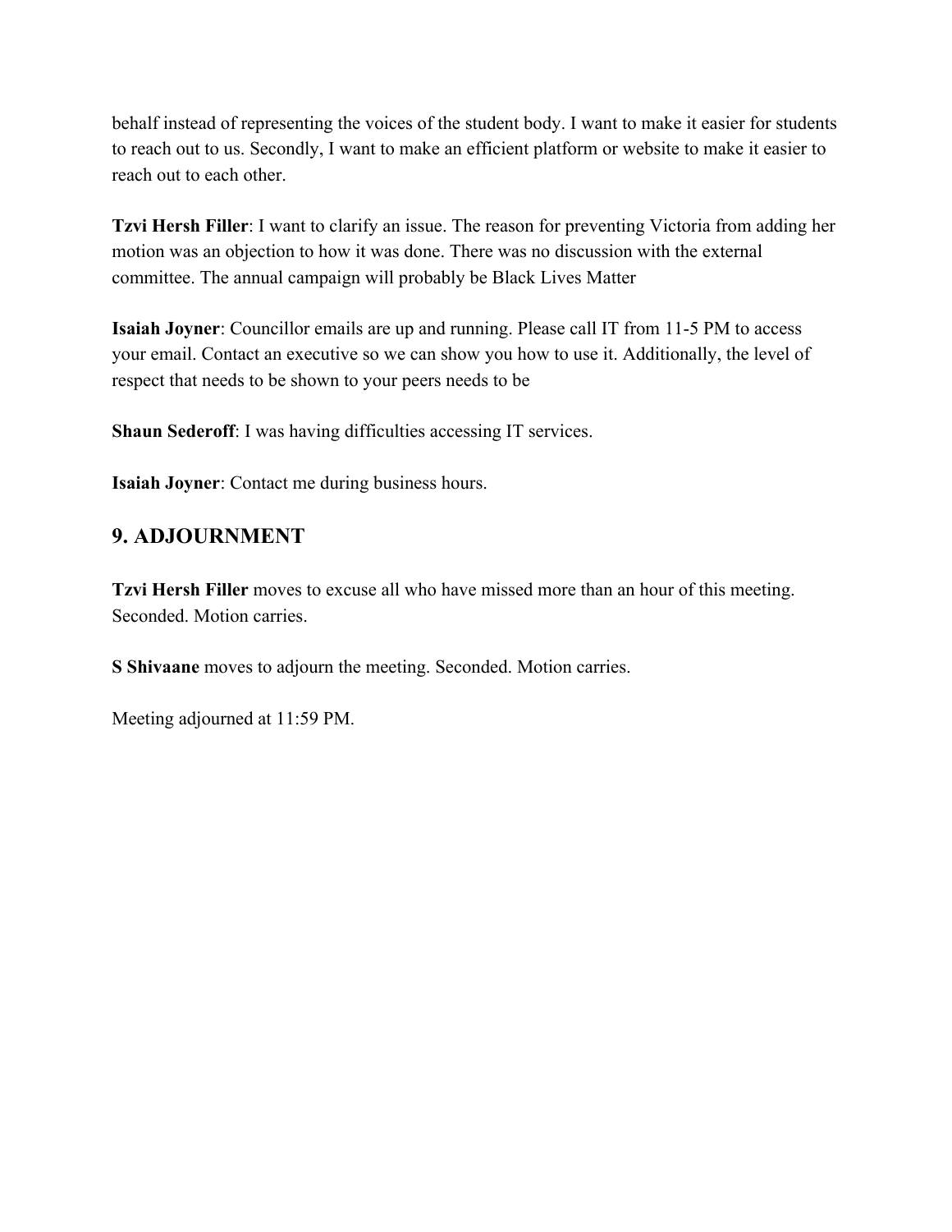behalf instead of representing the voices of the student body. I want to make it easier for students to reach out to us. Secondly, I want to make an efficient platform or website to make it easier to reach out to each other.

**Tzvi Hersh Filler**: I want to clarify an issue. The reason for preventing Victoria from adding her motion was an objection to how it was done. There was no discussion with the external committee. The annual campaign will probably be Black Lives Matter

**Isaiah Joyner**: Councillor emails are up and running. Please call IT from 11-5 PM to access your email. Contact an executive so we can show you how to use it. Additionally, the level of respect that needs to be shown to your peers needs to be

**Shaun Sederoff**: I was having difficulties accessing IT services.

**Isaiah Joyner**: Contact me during business hours.

## 9. ADJOURNMENT

**Tzvi Hersh Filler** moves to excuse all who have missed more than an hour of this meeting. Seconded. Motion carries.

**S Shivaane** moves to adjourn the meeting. Seconded. Motion carries.

Meeting adjourned at 11:59 PM.